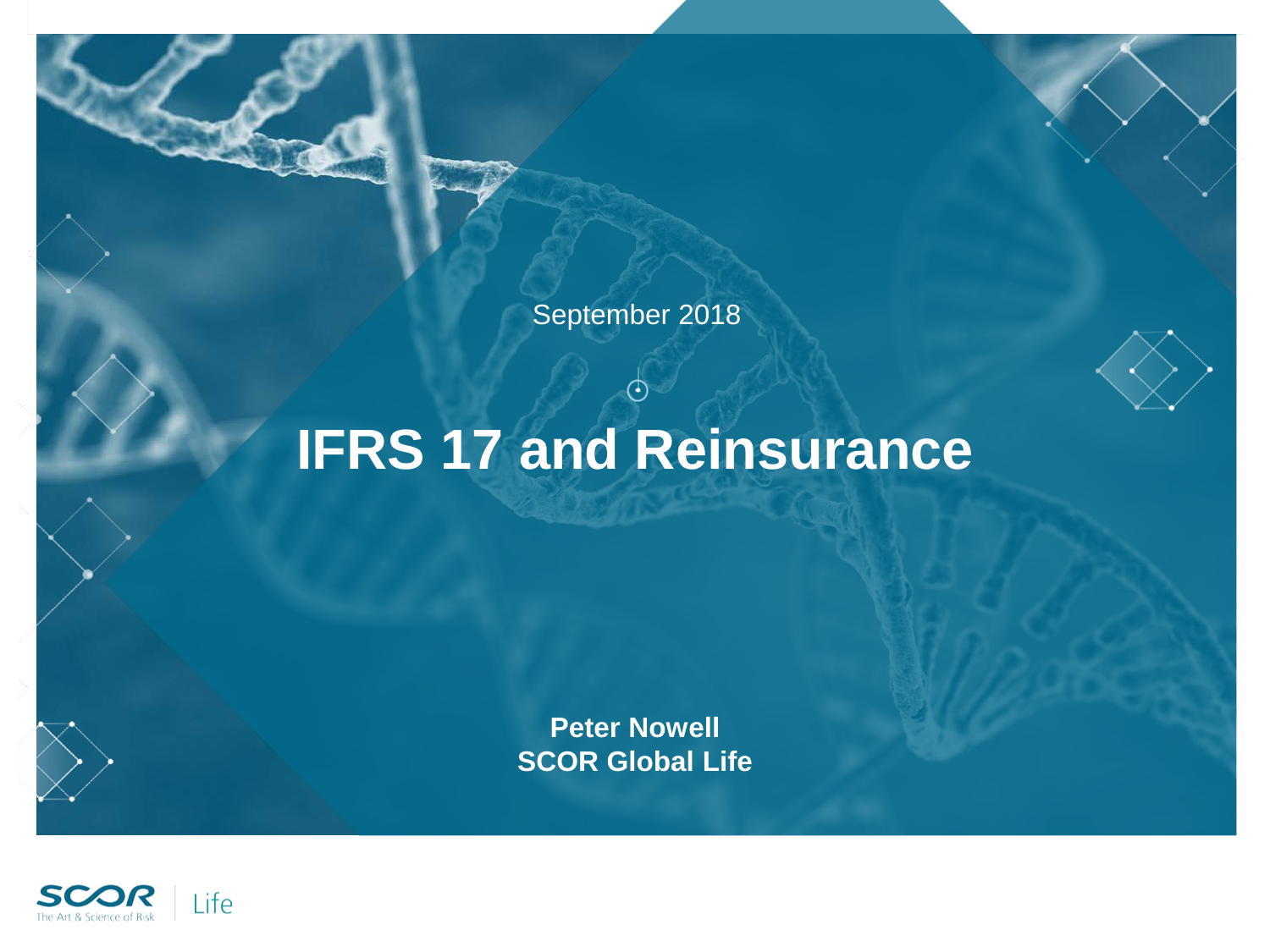September 2018

# IFRS 17 and Reinsurance

**Peter Nowell**
**SCOR Global Life**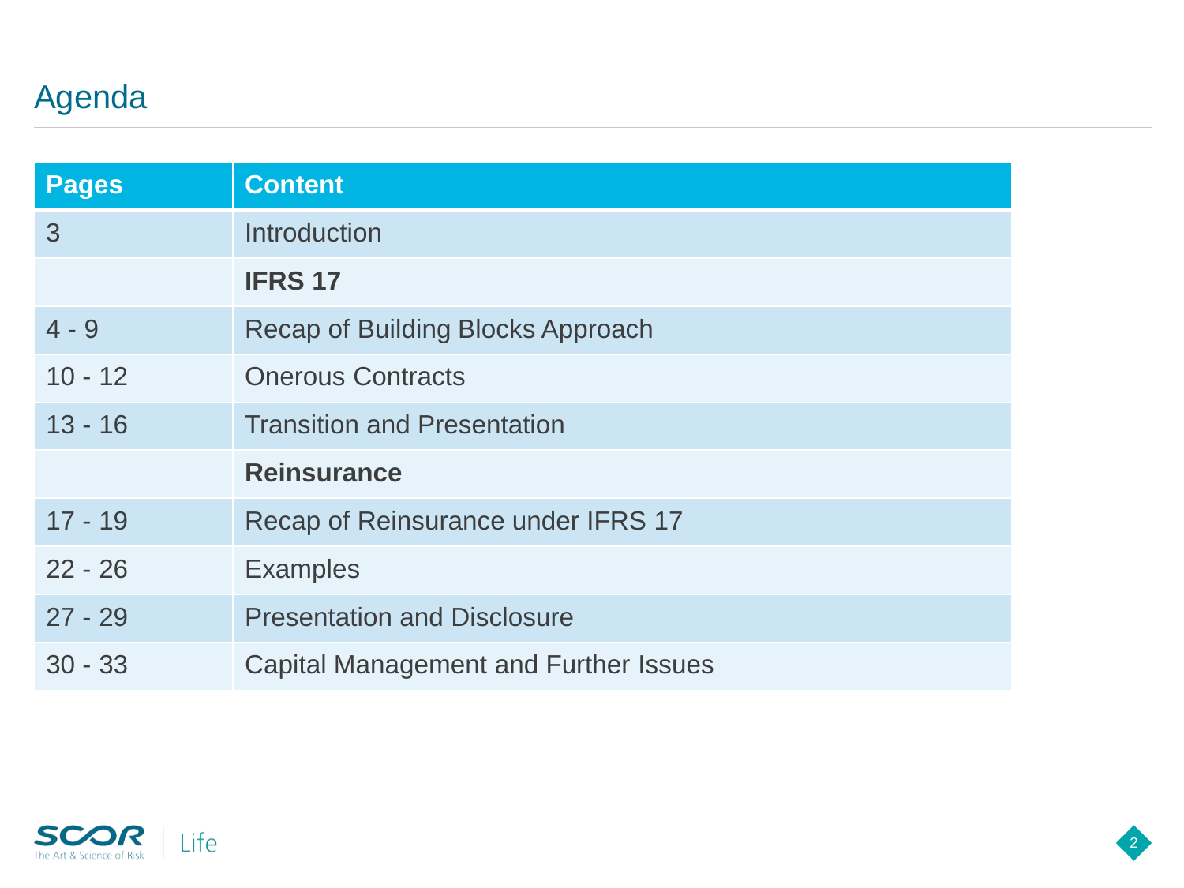# Agenda

| Pages | Content |
|---|---|
| 3 | Introduction |
| | **IFRS 17** |
| 4 - 9 | Recap of Building Blocks Approach |
| 10 - 12 | Onerous Contracts |
| 13 - 16 | Transition and Presentation |
| | **Reinsurance** |
| 17 - 19 | Recap of Reinsurance under IFRS 17 |
| 22 - 26 | Examples |
| 27 - 29 | Presentation and Disclosure |
| 30 - 33 | Capital Management and Further Issues |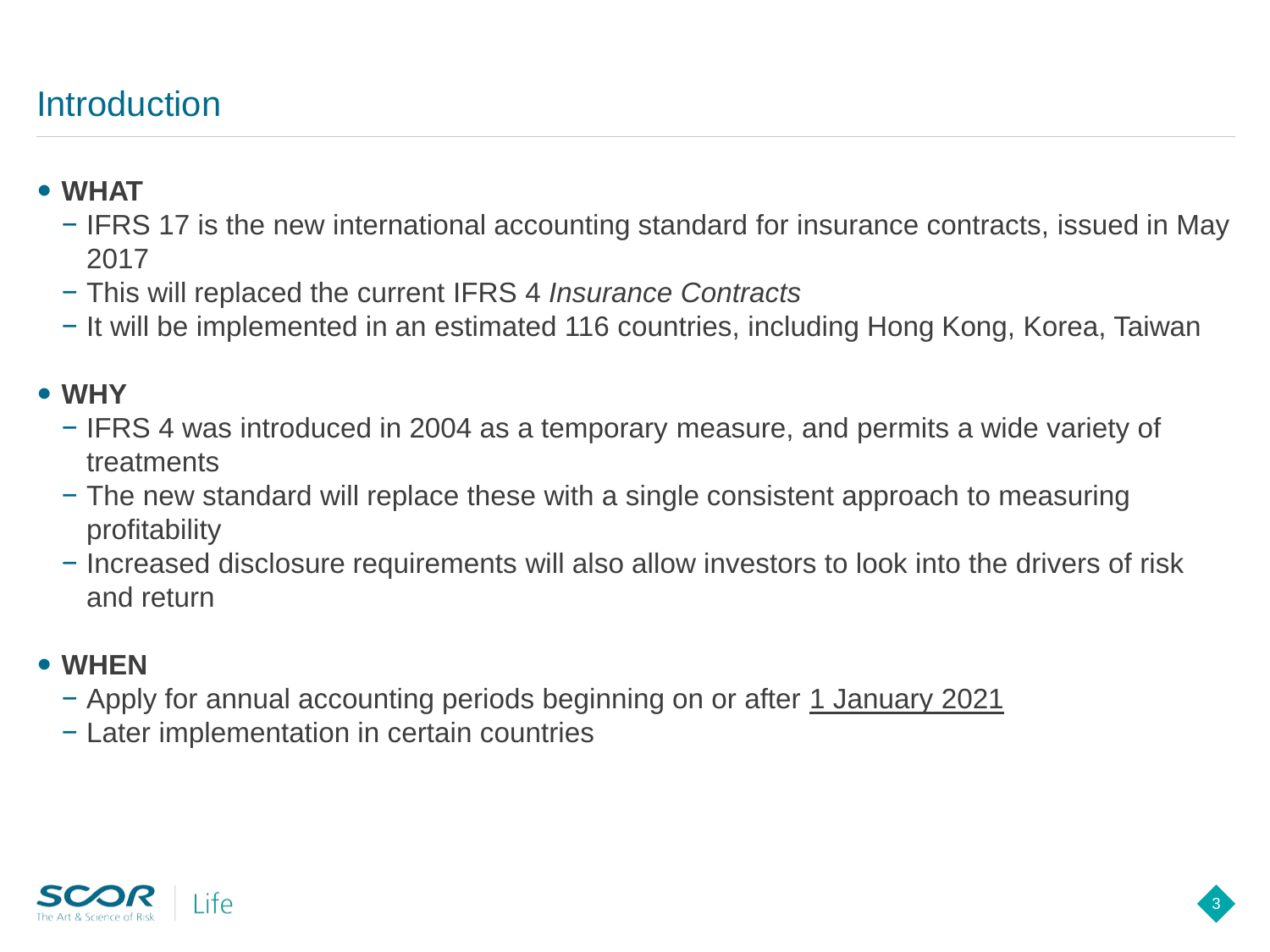## Introduction

- **WHAT**
  - IFRS 17 is the new international accounting standard for insurance contracts, issued in May 2017
  - This will replaced the current IFRS 4 *Insurance Contracts*
  - It will be implemented in an estimated 116 countries, including Hong Kong, Korea, Taiwan
- **WHY**
  - IFRS 4 was introduced in 2004 as a temporary measure, and permits a wide variety of treatments
  - The new standard will replace these with a single consistent approach to measuring profitability
  - Increased disclosure requirements will also allow investors to look into the drivers of risk and return
- **WHEN**
  - Apply for annual accounting periods beginning on or after 1 January 2021
  - Later implementation in certain countries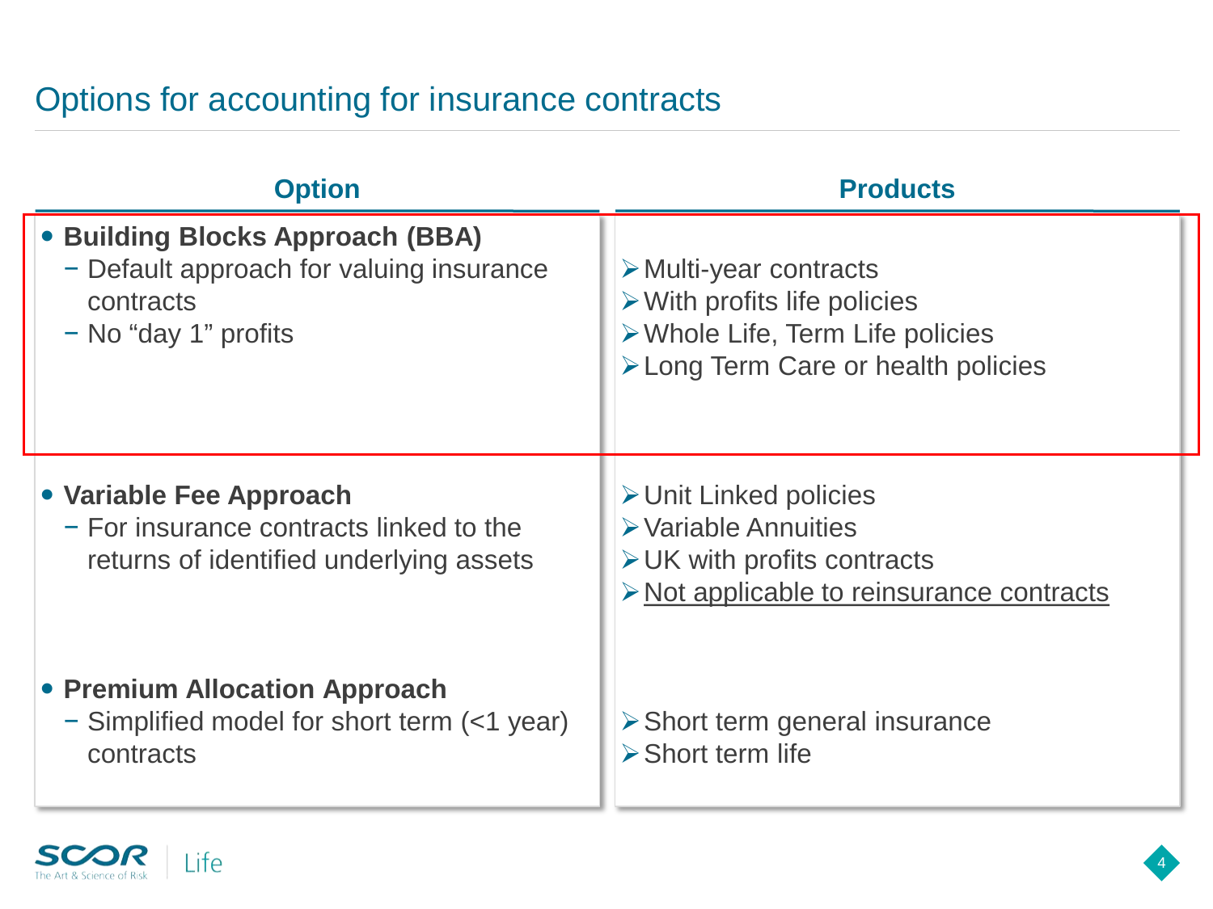# Options for accounting for insurance contracts

| Option | Products |
| --- | --- |
| • **Building Blocks Approach (BBA)**<br>− Default approach for valuing insurance contracts<br>− No “day 1” profits | ➢ Multi-year contracts<br>➢ With profits life policies<br>➢ Whole Life, Term Life policies<br>➢ Long Term Care or health policies |
| • **Variable Fee Approach**<br>− For insurance contracts linked to the returns of identified underlying assets | ➢ Unit Linked policies<br>➢ Variable Annuities<br>➢ UK with profits contracts<br>➢ <u>Not applicable to reinsurance contracts</u> |
| • **Premium Allocation Approach**<br>− Simplified model for short term (<1 year) contracts | ➢ Short term general insurance<br>➢ Short term life |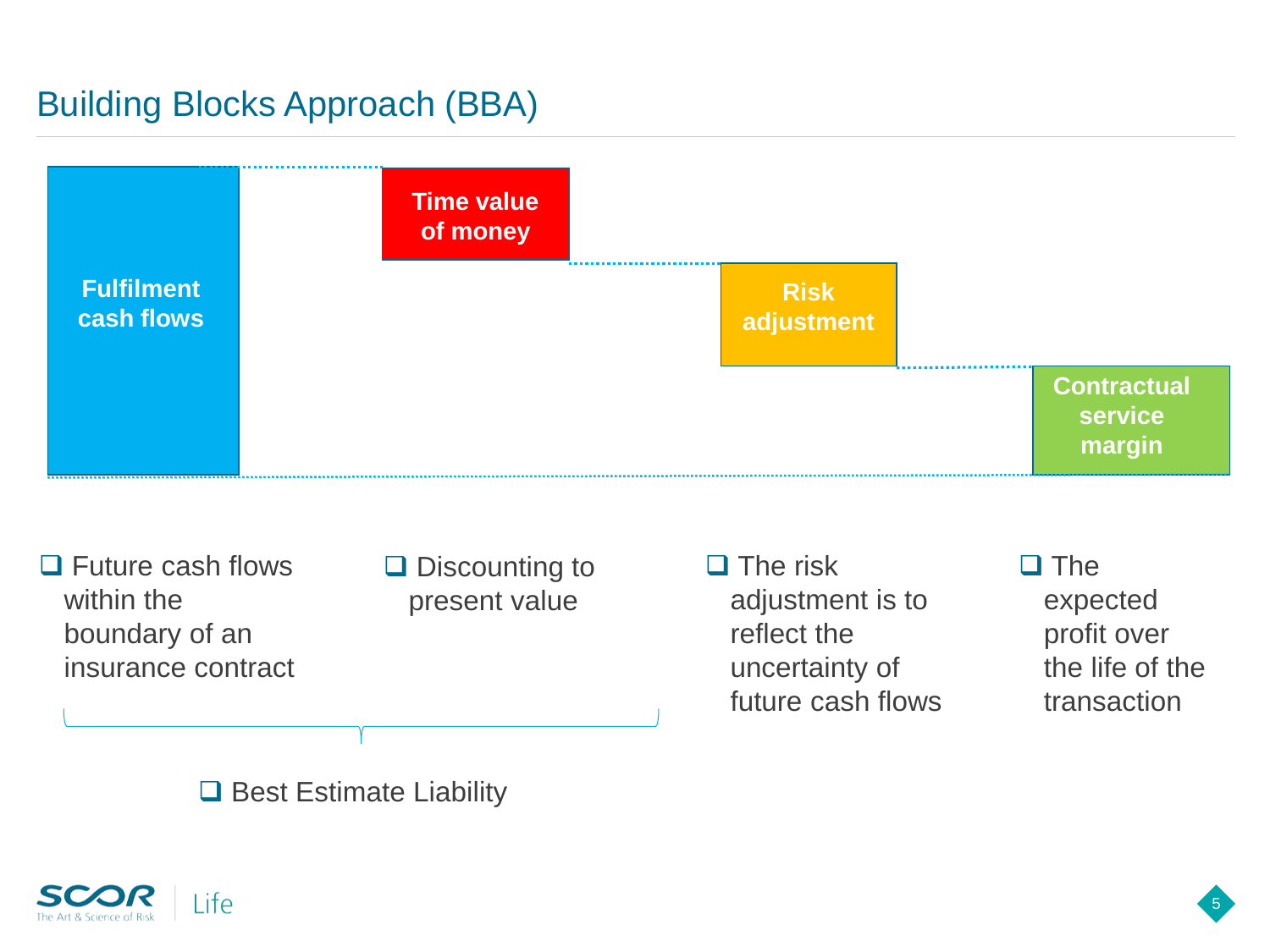# Building Blocks Approach (BBA)

**Fulfilment cash flows**

**Time value of money**

**Risk adjustment**

**Contractual service margin**

- Future cash flows within the boundary of an insurance contract
- Discounting to present value
- The risk adjustment is to reflect the uncertainty of future cash flows
- The expected profit over the life of the transaction

- Best Estimate Liability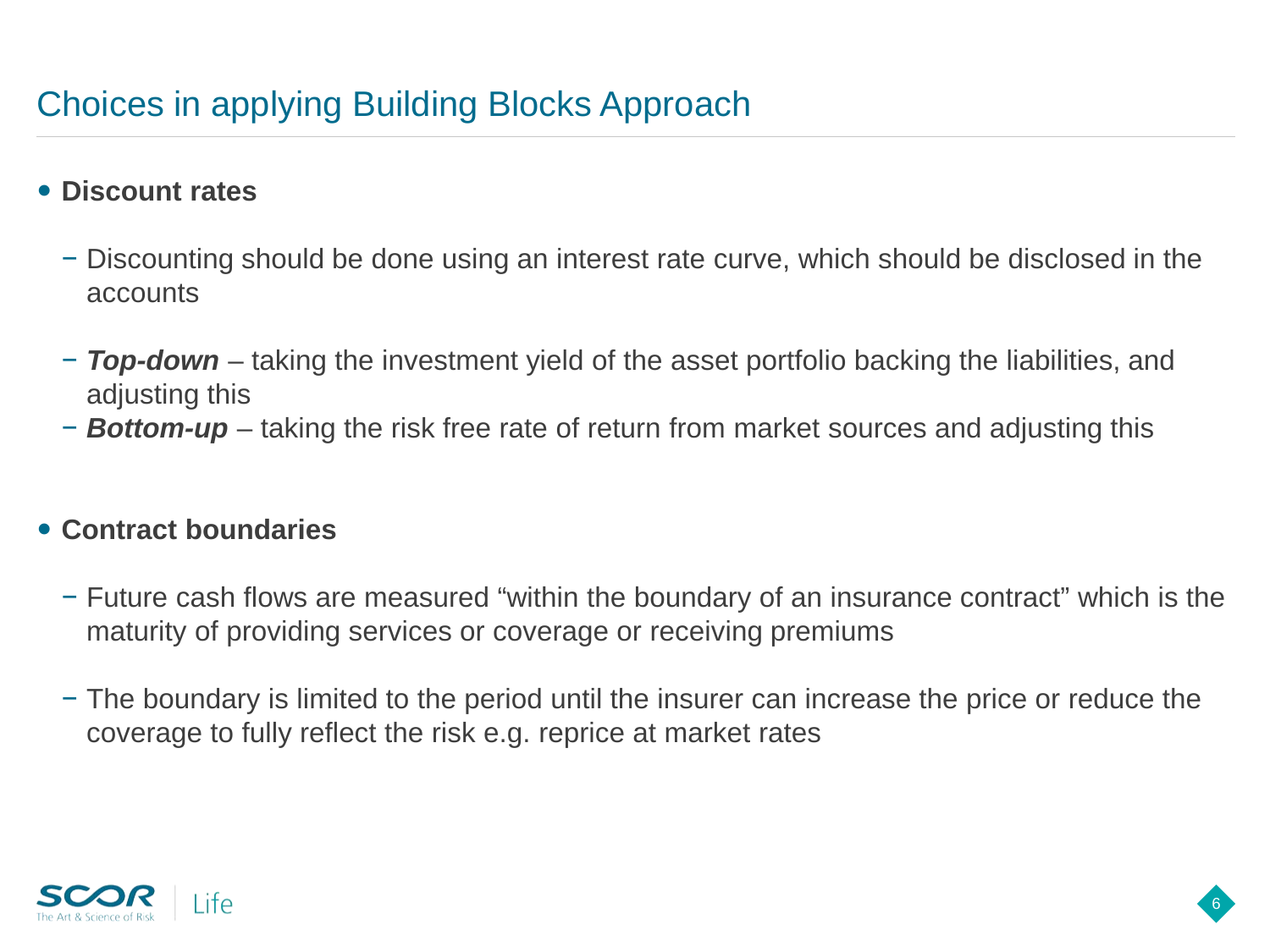# Choices in applying Building Blocks Approach

- **Discount rates**
  - Discounting should be done using an interest rate curve, which should be disclosed in the accounts
  - ***Top-down*** – taking the investment yield of the asset portfolio backing the liabilities, and adjusting this
  - ***Bottom-up*** – taking the risk free rate of return from market sources and adjusting this

- **Contract boundaries**
  - Future cash flows are measured "within the boundary of an insurance contract" which is the maturity of providing services or coverage or receiving premiums
  - The boundary is limited to the period until the insurer can increase the price or reduce the coverage to fully reflect the risk e.g. reprice at market rates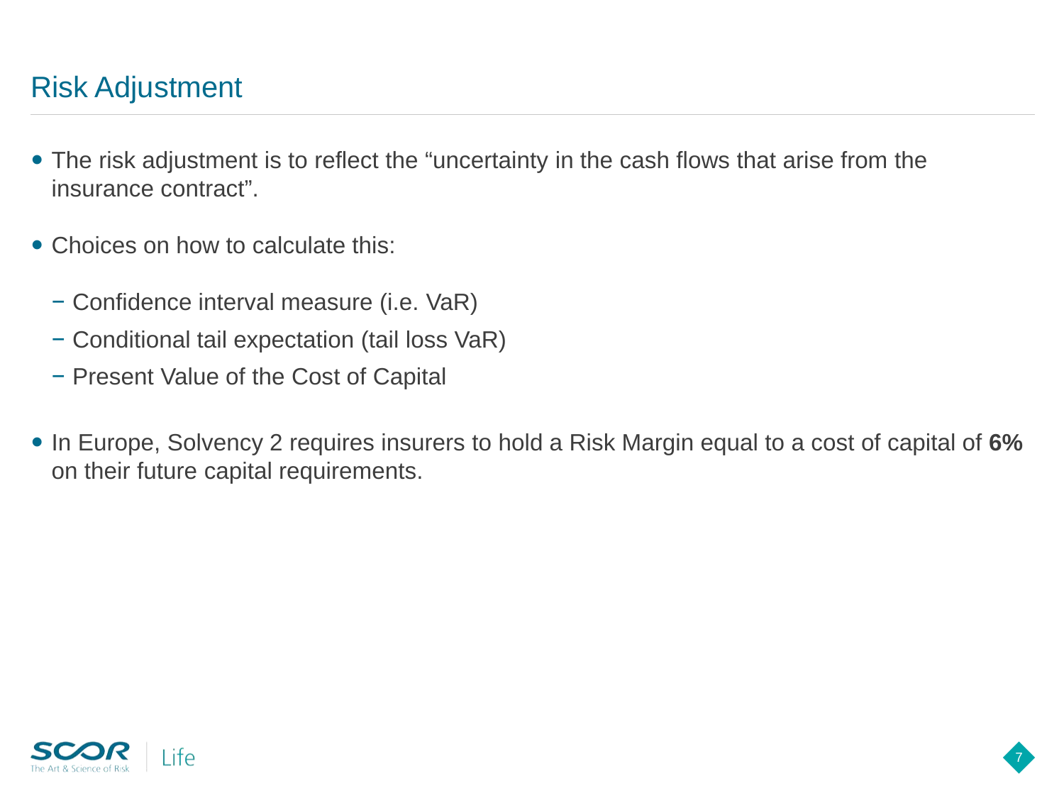# Risk Adjustment

- The risk adjustment is to reflect the "uncertainty in the cash flows that arise from the insurance contract".

- Choices on how to calculate this:
  - Confidence interval measure (i.e. VaR)
  - Conditional tail expectation (tail loss VaR)
  - Present Value of the Cost of Capital

- In Europe, Solvency 2 requires insurers to hold a Risk Margin equal to a cost of capital of **6%** on their future capital requirements.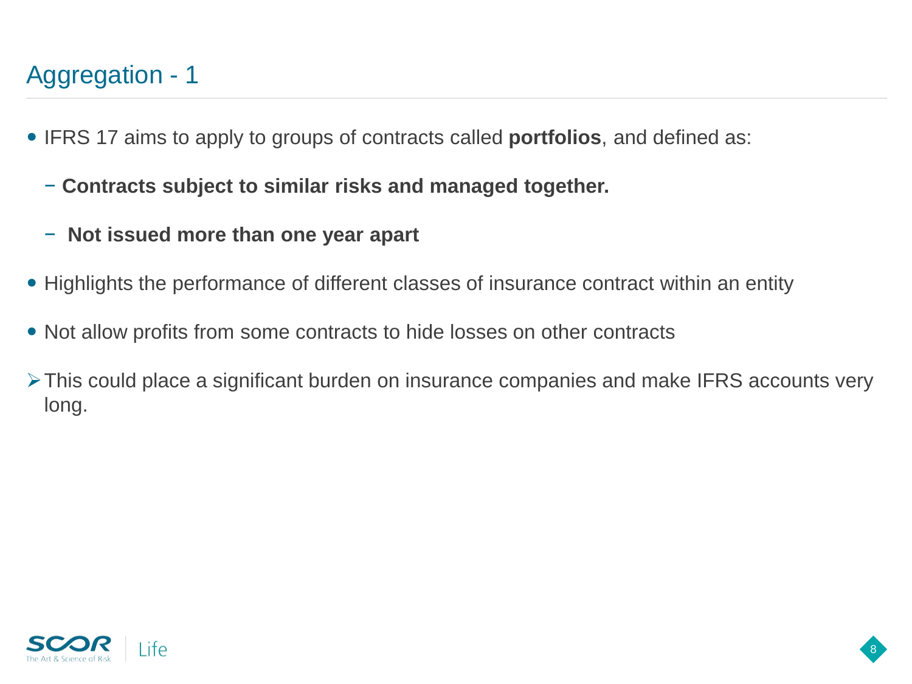# Aggregation - 1

- IFRS 17 aims to apply to groups of contracts called **portfolios**, and defined as:
  - **Contracts subject to similar risks and managed together.**
  - **Not issued more than one year apart**
- Highlights the performance of different classes of insurance contract within an entity
- Not allow profits from some contracts to hide losses on other contracts

➢ This could place a significant burden on insurance companies and make IFRS accounts very long.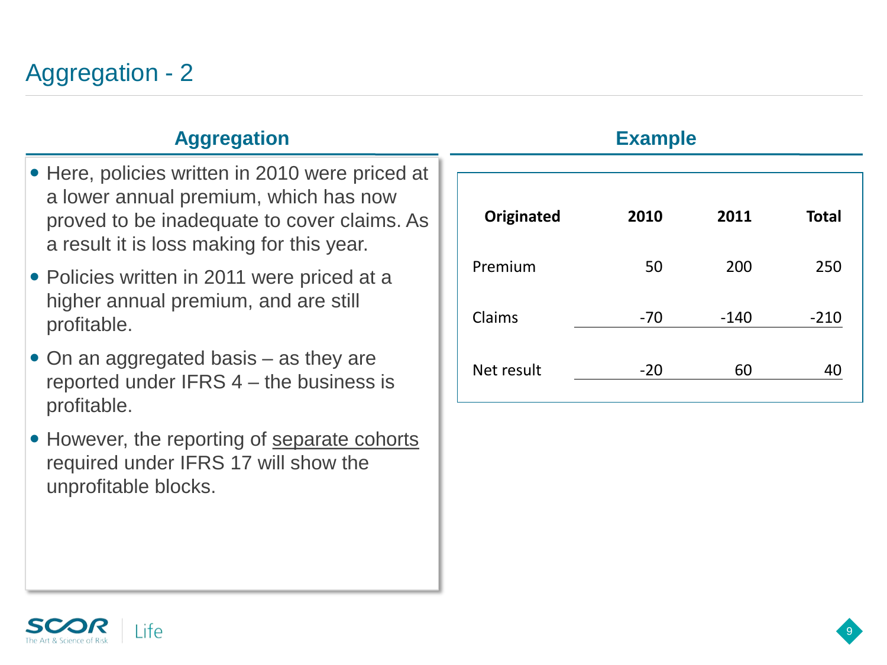# Aggregation - 2

## Aggregation

- Here, policies written in 2010 were priced at a lower annual premium, which has now proved to be inadequate to cover claims. As a result it is loss making for this year.
- Policies written in 2011 were priced at a higher annual premium, and are still profitable.
- On an aggregated basis – as they are reported under IFRS 4 – the business is profitable.
- However, the reporting of separate cohorts required under IFRS 17 will show the unprofitable blocks.

## Example

| **Originated** | **2010** | **2011** | **Total** |
|---|---|---|---|
| Premium | 50 | 200 | 250 |
| Claims | -70 | -140 | -210 |
| Net result | -20 | 60 | 40 |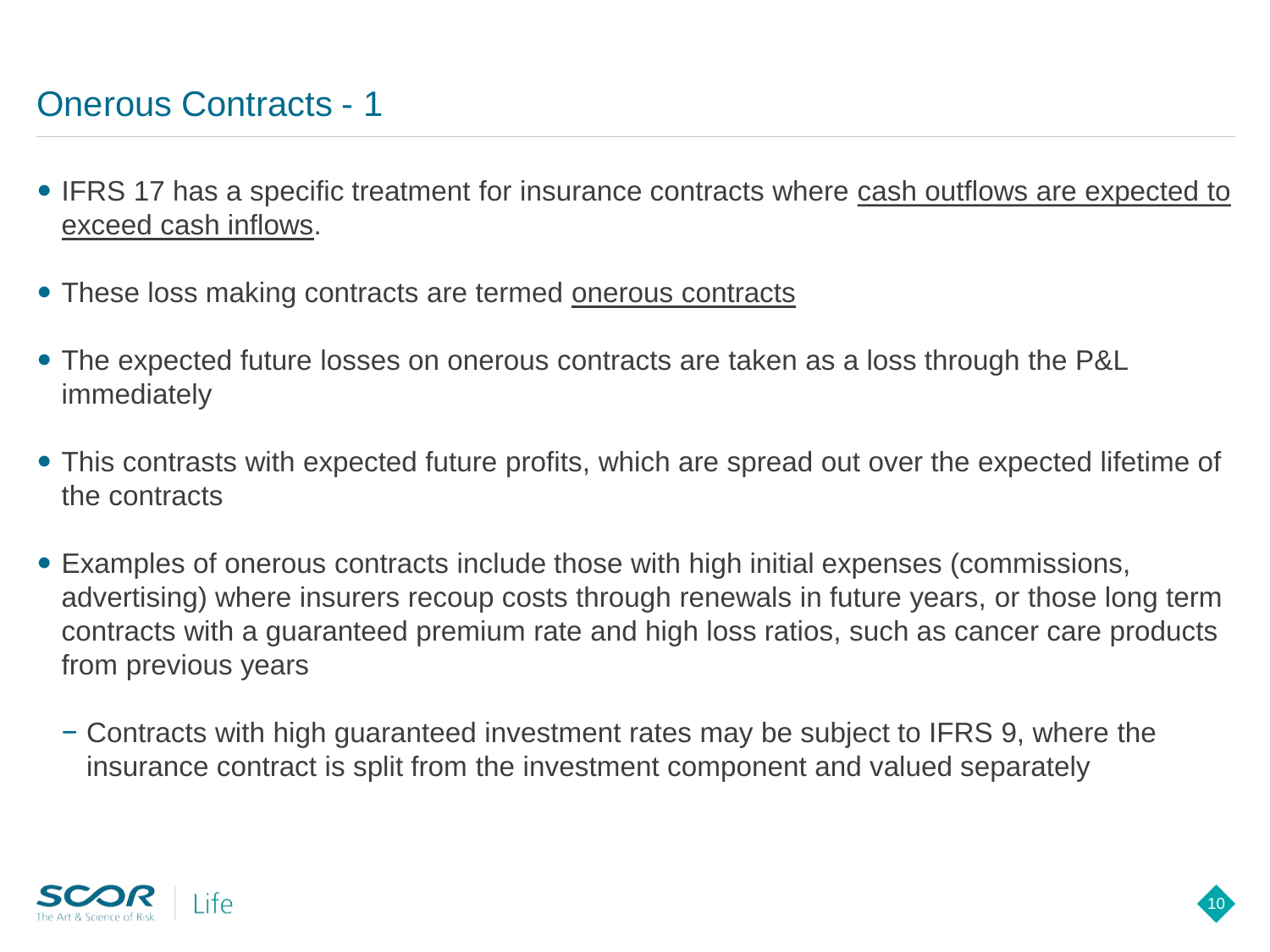# Onerous Contracts - 1

- IFRS 17 has a specific treatment for insurance contracts where <u>cash outflows are expected to exceed cash inflows</u>.
- These loss making contracts are termed <u>onerous contracts</u>
- The expected future losses on onerous contracts are taken as a loss through the P&L immediately
- This contrasts with expected future profits, which are spread out over the expected lifetime of the contracts
- Examples of onerous contracts include those with high initial expenses (commissions, advertising) where insurers recoup costs through renewals in future years, or those long term contracts with a guaranteed premium rate and high loss ratios, such as cancer care products from previous years
  - Contracts with high guaranteed investment rates may be subject to IFRS 9, where the insurance contract is split from the investment component and valued separately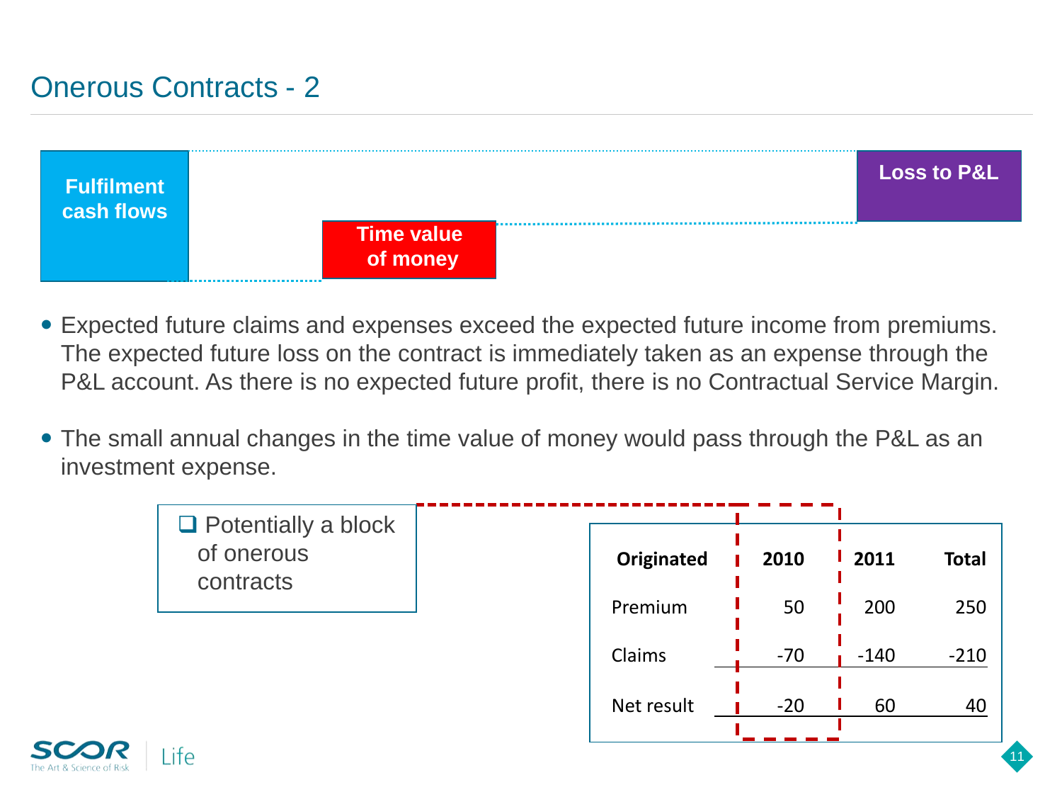# Onerous Contracts - 2

**Fulfilment cash flows** | **Time value of money** | **Loss to P&L**

- Expected future claims and expenses exceed the expected future income from premiums. The expected future loss on the contract is immediately taken as an expense through the P&L account. As there is no expected future profit, there is no Contractual Service Margin.
- The small annual changes in the time value of money would pass through the P&L as an investment expense.

❑ Potentially a block of onerous contracts

| Originated | 2010 | 2011 | Total |
| --- | --- | --- | --- |
| Premium | 50 | 200 | 250 |
| Claims | -70 | -140 | -210 |
| Net result | -20 | 60 | 40 |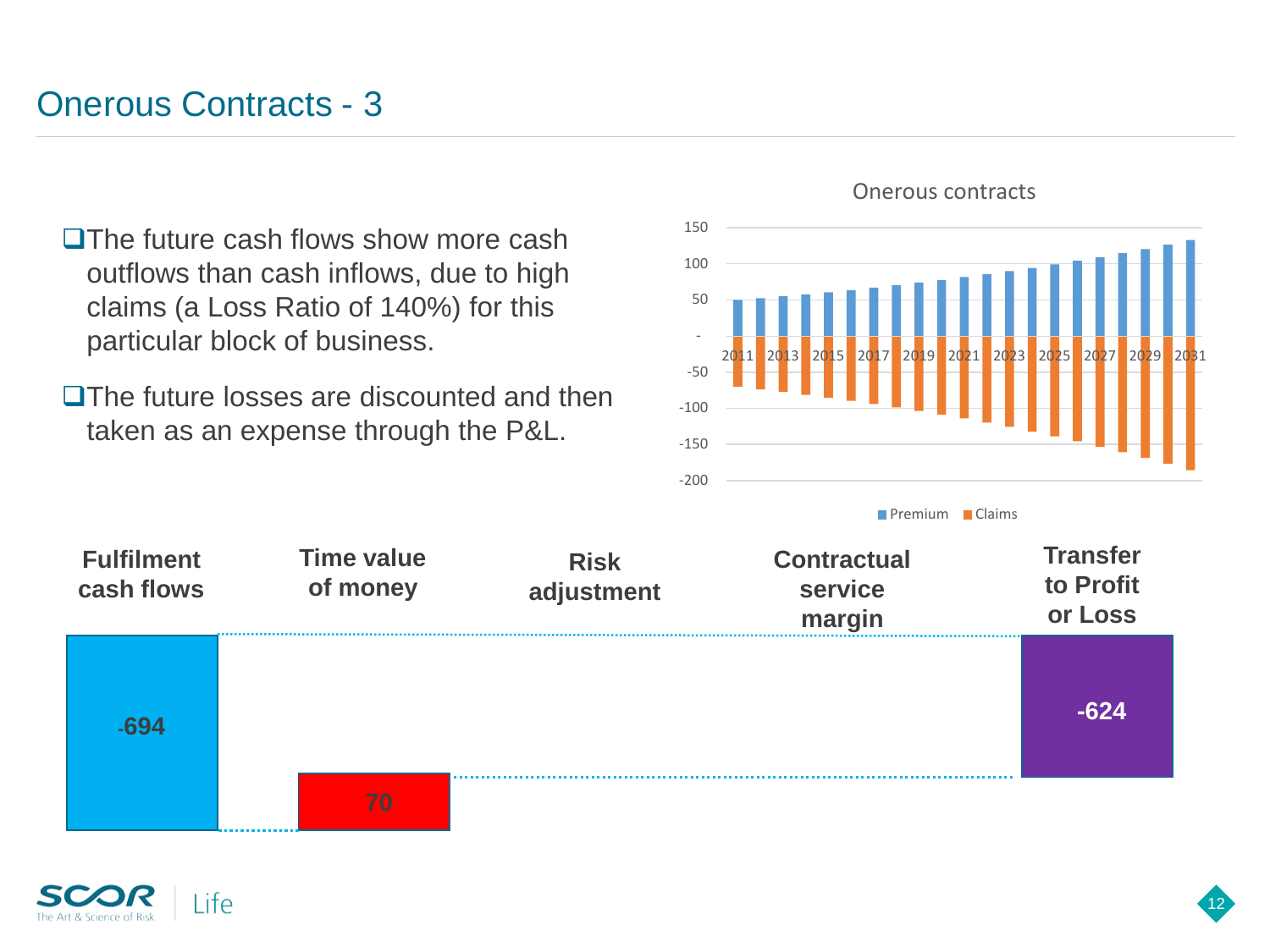# Onerous Contracts - 3

- The future cash flows show more cash outflows than cash inflows, due to high claims (a Loss Ratio of 140%) for this particular block of business.
- The future losses are discounted and then taken as an expense through the P&L.

Onerous contracts

Premium | Claims

| Fulfilment cash flows | Time value of money | Risk adjustment | Contractual service margin | Transfer to Profit or Loss |
|---|---|---|---|---|
| -694 | 70 | | | -624 |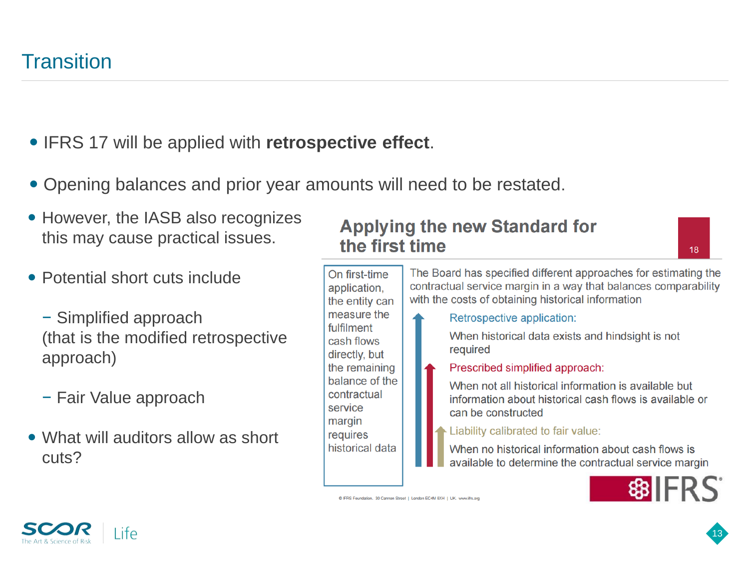# Transition

- IFRS 17 will be applied with **retrospective effect**.
- Opening balances and prior year amounts will need to be restated.
- However, the IASB also recognizes this may cause practical issues.
- Potential short cuts include
  - Simplified approach (that is the modified retrospective approach)
  - Fair Value approach
- What will auditors allow as short cuts?

## Applying the new Standard for the first time

On first-time application, the entity can measure the fulfilment cash flows directly, but the remaining balance of the contractual service margin requires historical data

The Board has specified different approaches for estimating the contractual service margin in a way that balances comparability with the costs of obtaining historical information

**Retrospective application:**

When historical data exists and hindsight is not required

**Prescribed simplified approach:**

When not all historical information is available but information about historical cash flows is available or can be constructed

**Liability calibrated to fair value:**

When no historical information about cash flows is available to determine the contractual service margin

© IFRS Foundation. 30 Cannon Street | London EC4M 6XH | UK. www.ifrs.org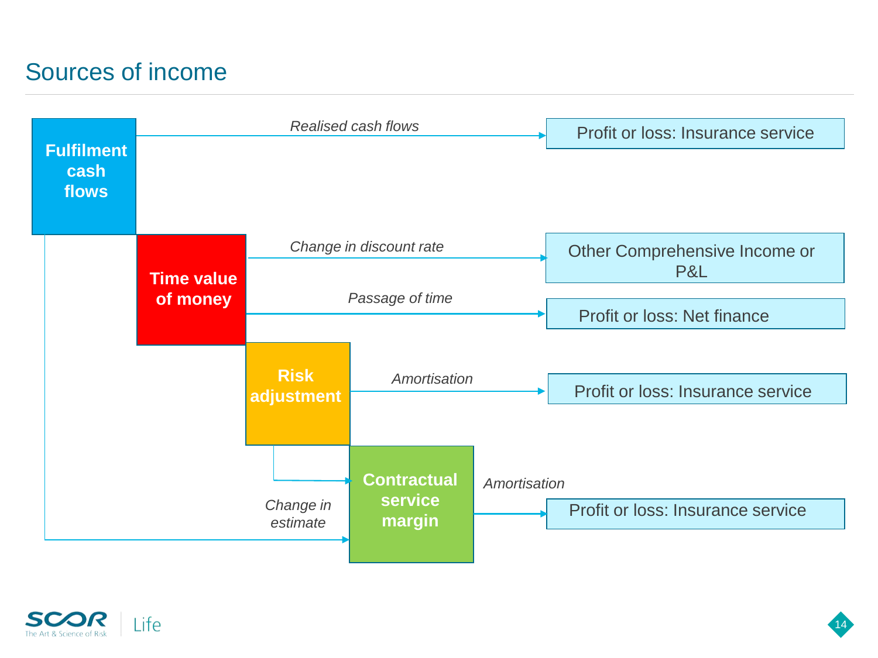# Sources of income

**Fulfilment cash flows** — *Realised cash flows* → Profit or loss: Insurance service

**Time value of money** — *Change in discount rate* → Other Comprehensive Income or P&L

**Time value of money** — *Passage of time* → Profit or loss: Net finance

**Risk adjustment** — *Amortisation* → Profit or loss: Insurance service

**Contractual service margin** — *Amortisation* → Profit or loss: Insurance service

Fulfilment cash flows and Risk adjustment — *Change in estimate* → Contractual service margin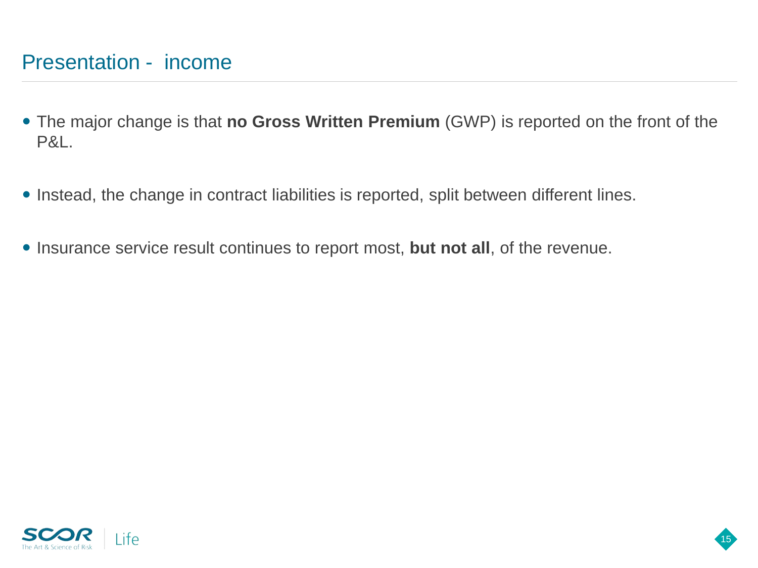## Presentation - income

- The major change is that **no Gross Written Premium** (GWP) is reported on the front of the P&L.
- Instead, the change in contract liabilities is reported, split between different lines.
- Insurance service result continues to report most, **but not all**, of the revenue.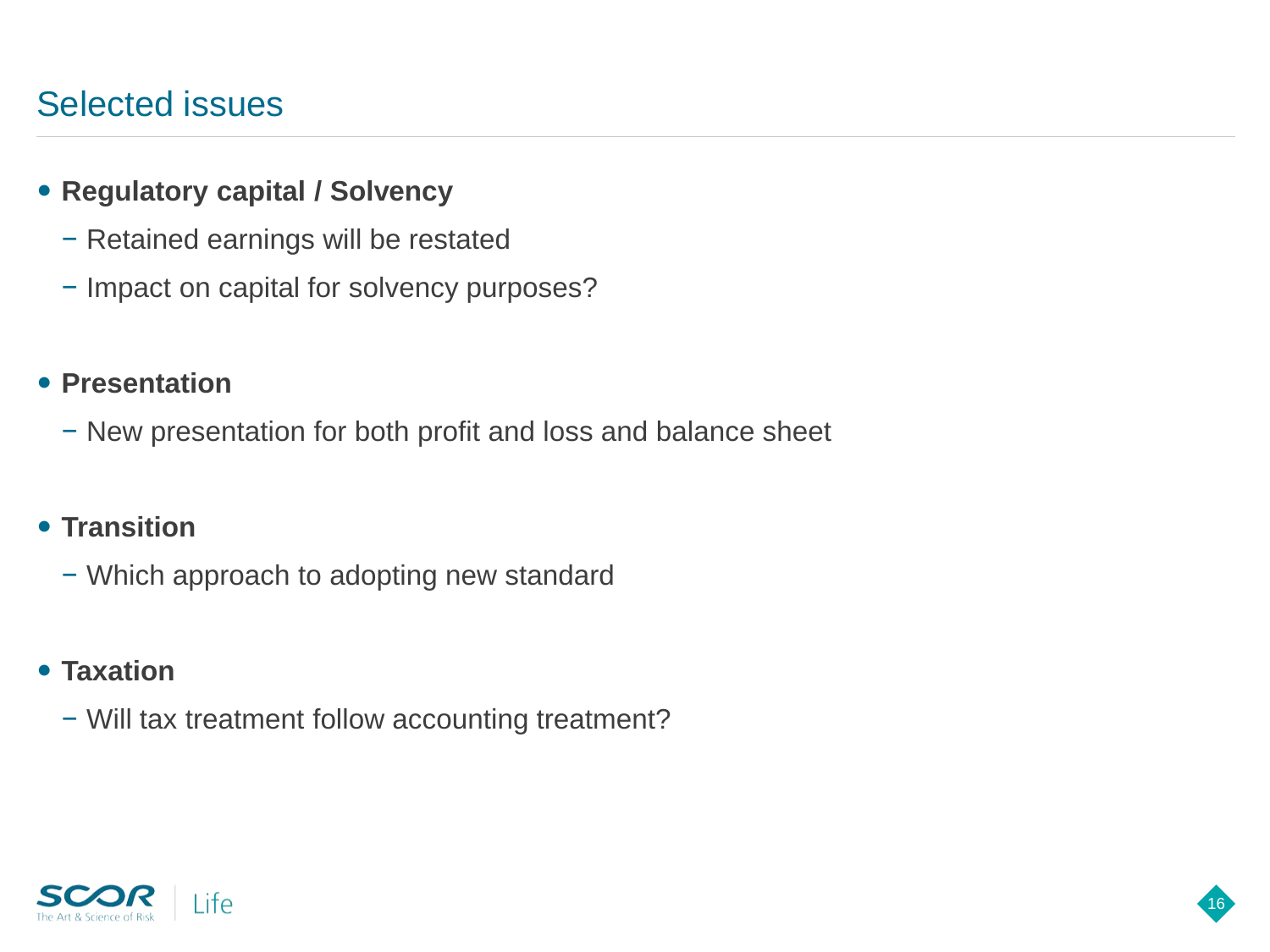# Selected issues

- **Regulatory capital / Solvency**
  - Retained earnings will be restated
  - Impact on capital for solvency purposes?
- **Presentation**
  - New presentation for both profit and loss and balance sheet
- **Transition**
  - Which approach to adopting new standard
- **Taxation**
  - Will tax treatment follow accounting treatment?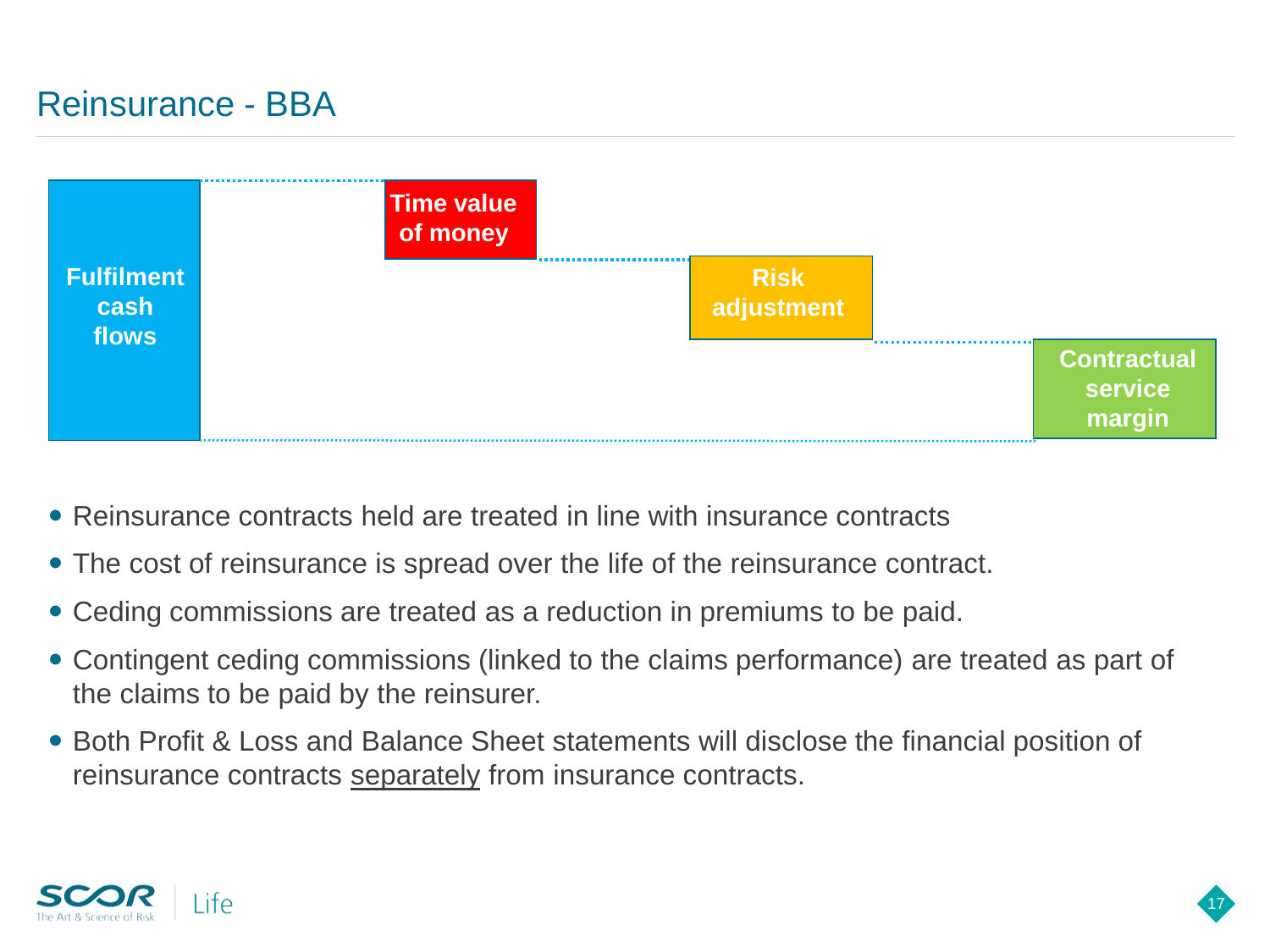# Reinsurance - BBA

Fulfilment cash flows | Time value of money | Risk adjustment | Contractual service margin

- Reinsurance contracts held are treated in line with insurance contracts
- The cost of reinsurance is spread over the life of the reinsurance contract.
- Ceding commissions are treated as a reduction in premiums to be paid.
- Contingent ceding commissions (linked to the claims performance) are treated as part of the claims to be paid by the reinsurer.
- Both Profit & Loss and Balance Sheet statements will disclose the financial position of reinsurance contracts separately from insurance contracts.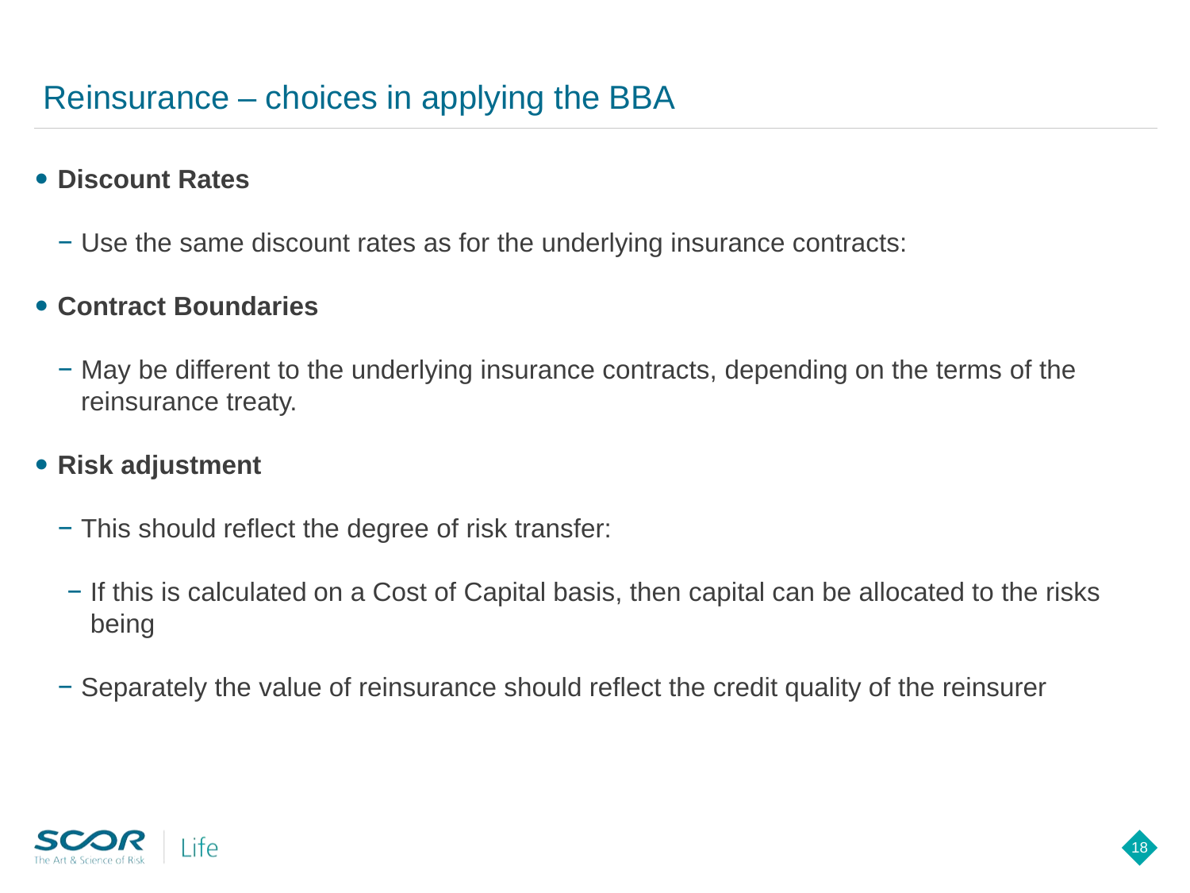# Reinsurance – choices in applying the BBA

- **Discount Rates**
  - Use the same discount rates as for the underlying insurance contracts:
- **Contract Boundaries**
  - May be different to the underlying insurance contracts, depending on the terms of the reinsurance treaty.
- **Risk adjustment**
  - This should reflect the degree of risk transfer:
  - If this is calculated on a Cost of Capital basis, then capital can be allocated to the risks being
  - Separately the value of reinsurance should reflect the credit quality of the reinsurer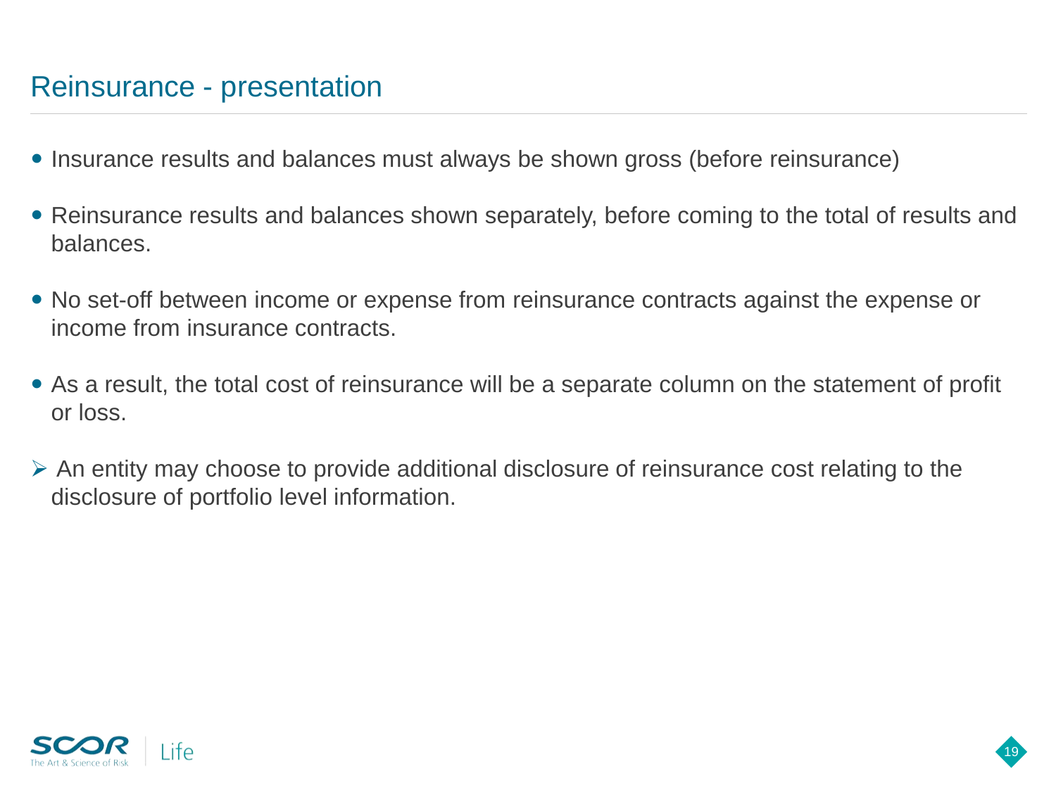# Reinsurance - presentation

- Insurance results and balances must always be shown gross (before reinsurance)
- Reinsurance results and balances shown separately, before coming to the total of results and balances.
- No set-off between income or expense from reinsurance contracts against the expense or income from insurance contracts.
- As a result, the total cost of reinsurance will be a separate column on the statement of profit or loss.

➢ An entity may choose to provide additional disclosure of reinsurance cost relating to the disclosure of portfolio level information.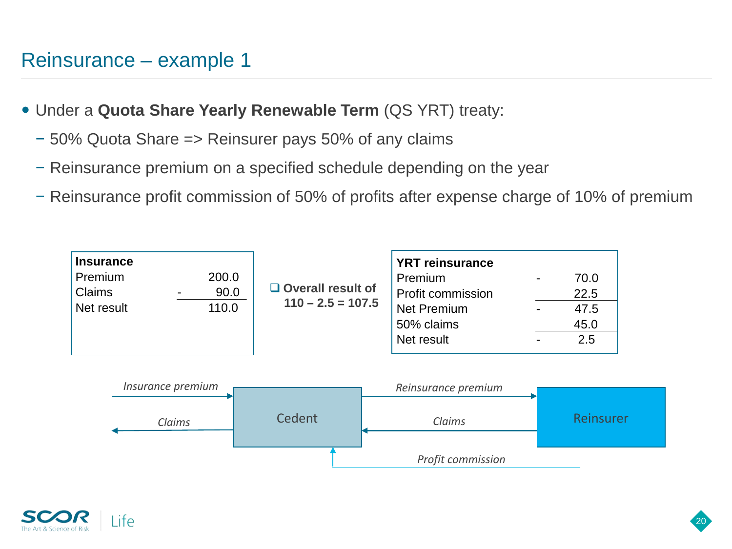# Reinsurance – example 1

- Under a **Quota Share Yearly Renewable Term** (QS YRT) treaty:
  - 50% Quota Share => Reinsurer pays 50% of any claims
  - Reinsurance premium on a specified schedule depending on the year
  - Reinsurance profit commission of 50% of profits after expense charge of 10% of premium

| **Insurance** | | |
|---|---|---|
| Premium | | 200.0 |
| Claims | - | 90.0 |
| Net result | | 110.0 |

- **Overall result of 110 – 2.5 = 107.5**

| **YRT reinsurance** | | |
|---|---|---|
| Premium | - | 70.0 |
| Profit commission | | 22.5 |
| Net Premium | - | 47.5 |
| 50% claims | | 45.0 |
| Net result | - | 2.5 |

*Insurance premium* → Cedent; Cedent → *Claims*

Cedent → *Reinsurance premium* → Reinsurer

Reinsurer → *Claims* → Cedent

Reinsurer → *Profit commission* → Cedent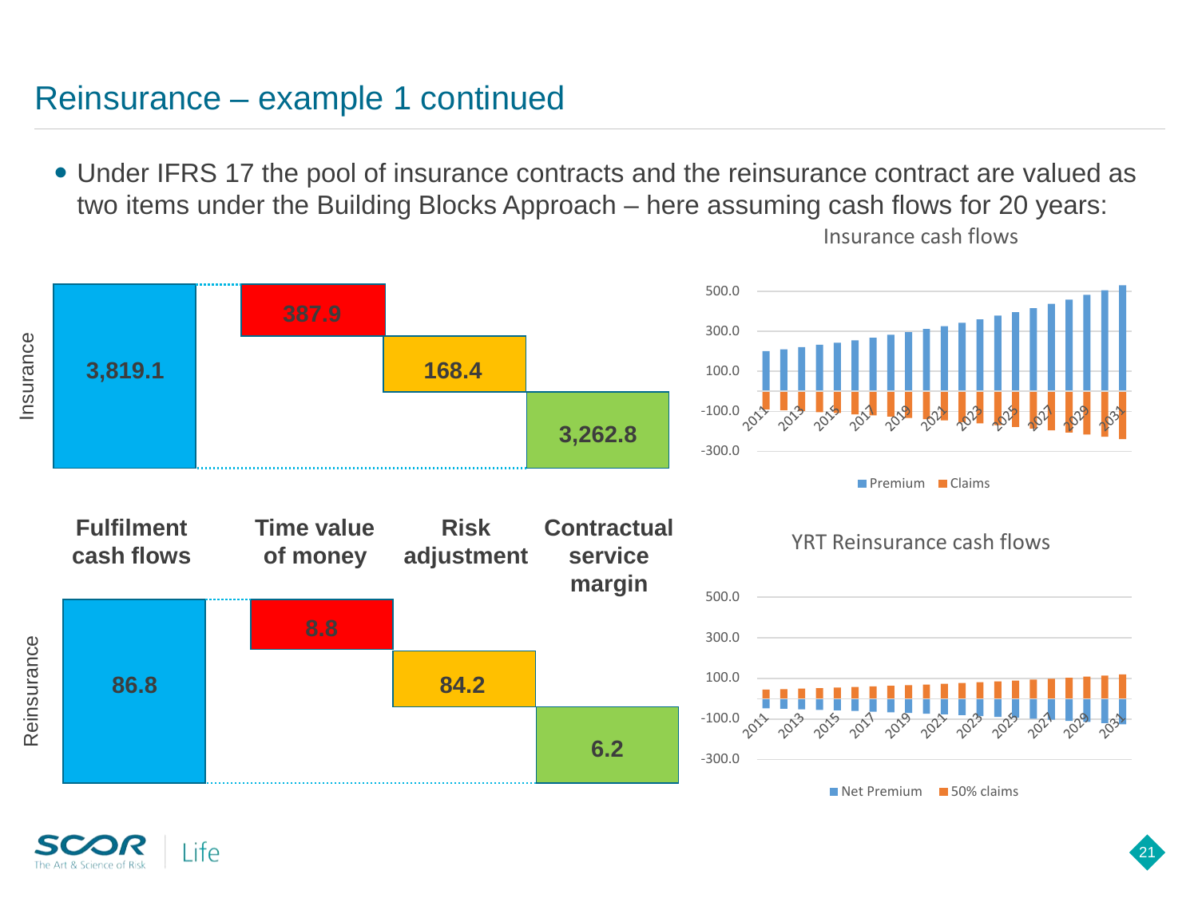# Reinsurance – example 1 continued

- Under IFRS 17 the pool of insurance contracts and the reinsurance contract are valued as two items under the Building Blocks Approach – here assuming cash flows for 20 years:

| | Fulfilment cash flows | Time value of money | Risk adjustment | Contractual service margin |
|---|---|---|---|---|
| Insurance | 3,819.1 | 387.9 | 168.4 | 3,262.8 |
| Reinsurance | 86.8 | 8.8 | 84.2 | 6.2 |

Insurance cash flows

(Premium, Claims; 2011–2031)

YRT Reinsurance cash flows

(Net Premium, 50% claims; 2011–2031)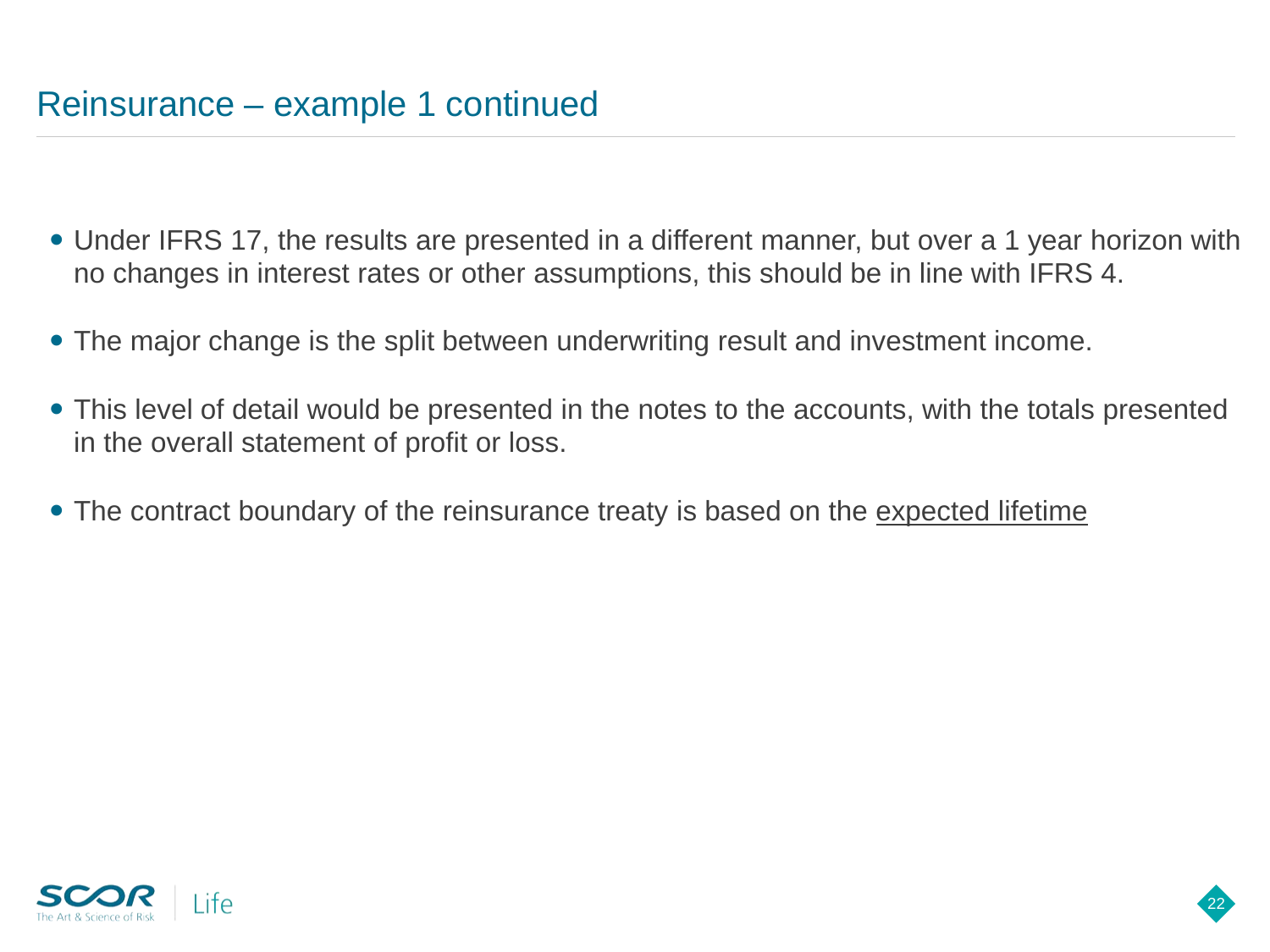# Reinsurance – example 1 continued

- Under IFRS 17, the results are presented in a different manner, but over a 1 year horizon with no changes in interest rates or other assumptions, this should be in line with IFRS 4.

- The major change is the split between underwriting result and investment income.

- This level of detail would be presented in the notes to the accounts, with the totals presented in the overall statement of profit or loss.

- The contract boundary of the reinsurance treaty is based on the <u>expected lifetime</u>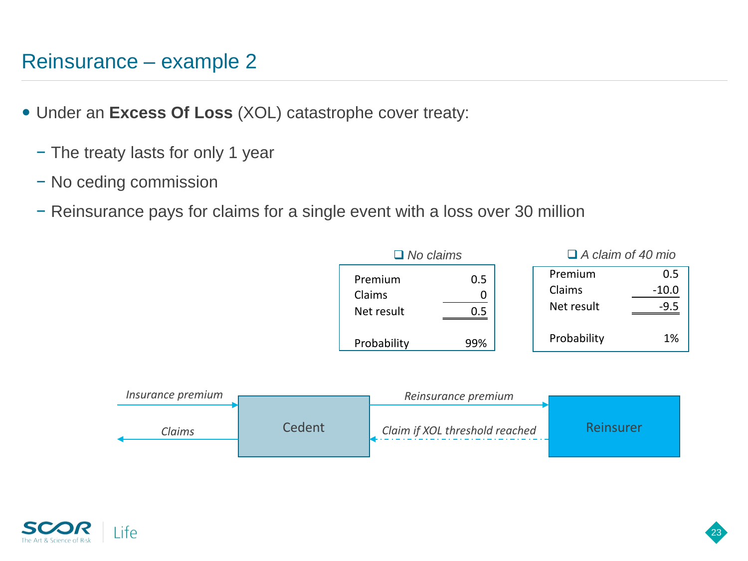# Reinsurance – example 2

- Under an **Excess Of Loss** (XOL) catastrophe cover treaty:
  - The treaty lasts for only 1 year
  - No ceding commission
  - Reinsurance pays for claims for a single event with a loss over 30 million

*No claims*

| | |
|---|---|
| Premium | 0.5 |
| Claims | 0 |
| Net result | 0.5 |
| Probability | 99% |

*A claim of 40 mio*

| | |
|---|---|
| Premium | 0.5 |
| Claims | -10.0 |
| Net result | -9.5 |
| Probability | 1% |

*Insurance premium* → Cedent → *Reinsurance premium* → Reinsurer

*Claims* ← Cedent ← *Claim if XOL threshold reached* ← Reinsurer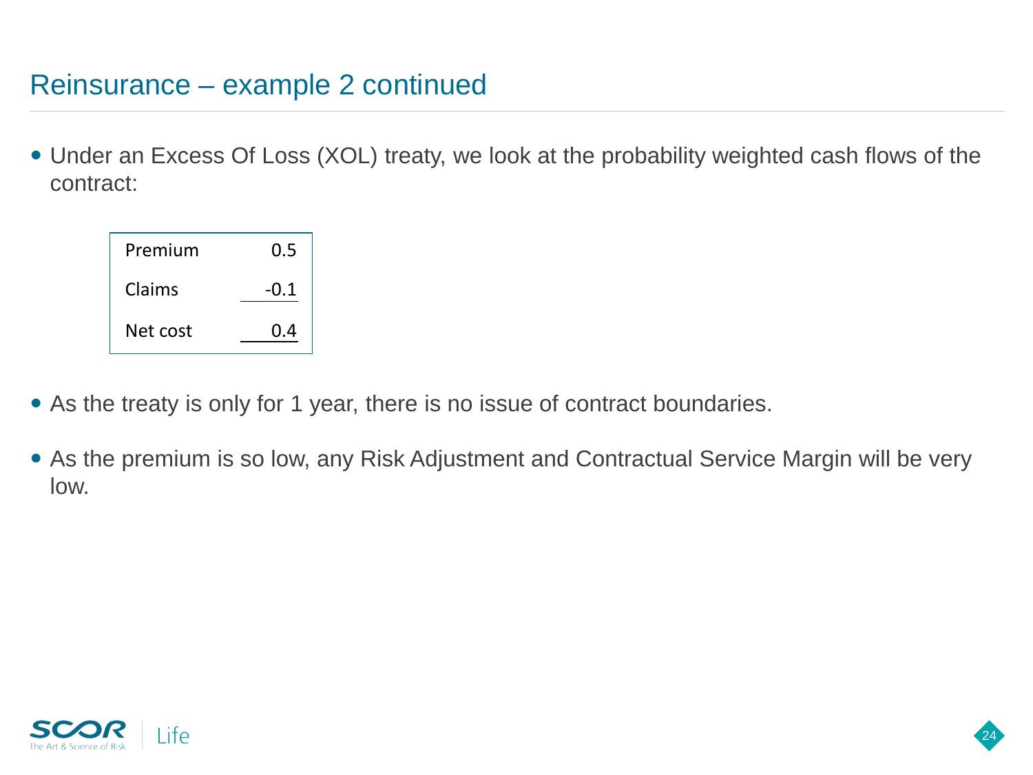# Reinsurance – example 2 continued

- Under an Excess Of Loss (XOL) treaty, we look at the probability weighted cash flows of the contract:

| | |
|---|---|
| Premium | 0.5 |
| Claims | -0.1 |
| Net cost | 0.4 |

- As the treaty is only for 1 year, there is no issue of contract boundaries.
- As the premium is so low, any Risk Adjustment and Contractual Service Margin will be very low.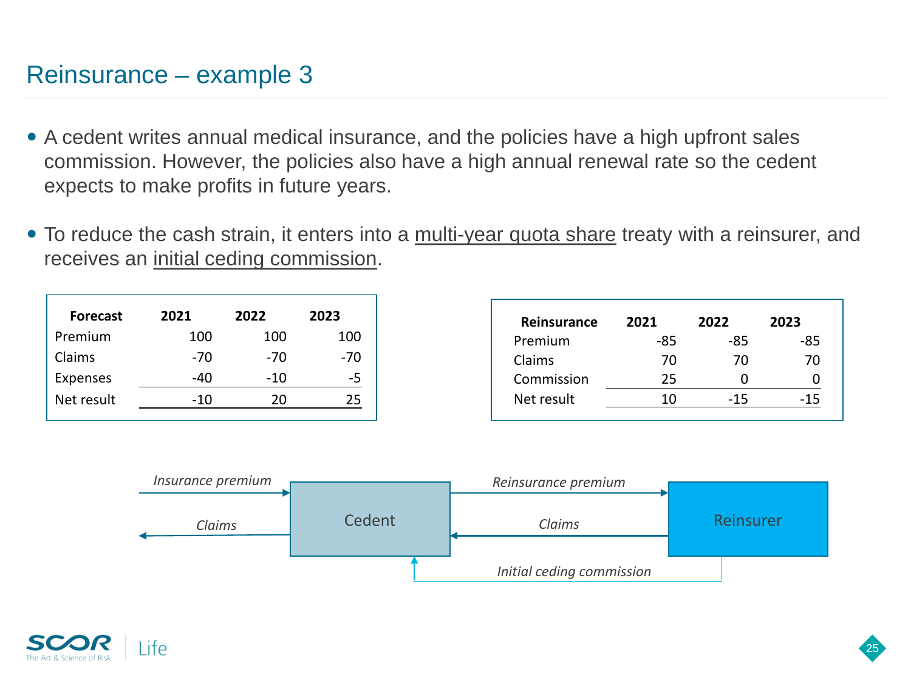# Reinsurance – example 3

- A cedent writes annual medical insurance, and the policies have a high upfront sales commission. However, the policies also have a high annual renewal rate so the cedent expects to make profits in future years.

- To reduce the cash strain, it enters into a multi-year quota share treaty with a reinsurer, and receives an initial ceding commission.

| Forecast | 2021 | 2022 | 2023 |
|---|---|---|---|
| Premium | 100 | 100 | 100 |
| Claims | -70 | -70 | -70 |
| Expenses | -40 | -10 | -5 |
| Net result | -10 | 20 | 25 |

| Reinsurance | 2021 | 2022 | 2023 |
|---|---|---|---|
| Premium | -85 | -85 | -85 |
| Claims | 70 | 70 | 70 |
| Commission | 25 | 0 | 0 |
| Net result | 10 | -15 | -15 |

Insurance premium → Cedent; Claims ← Cedent

Cedent → Reinsurance premium → Reinsurer

Reinsurer → Claims → Cedent

Reinsurer → Initial ceding commission → Cedent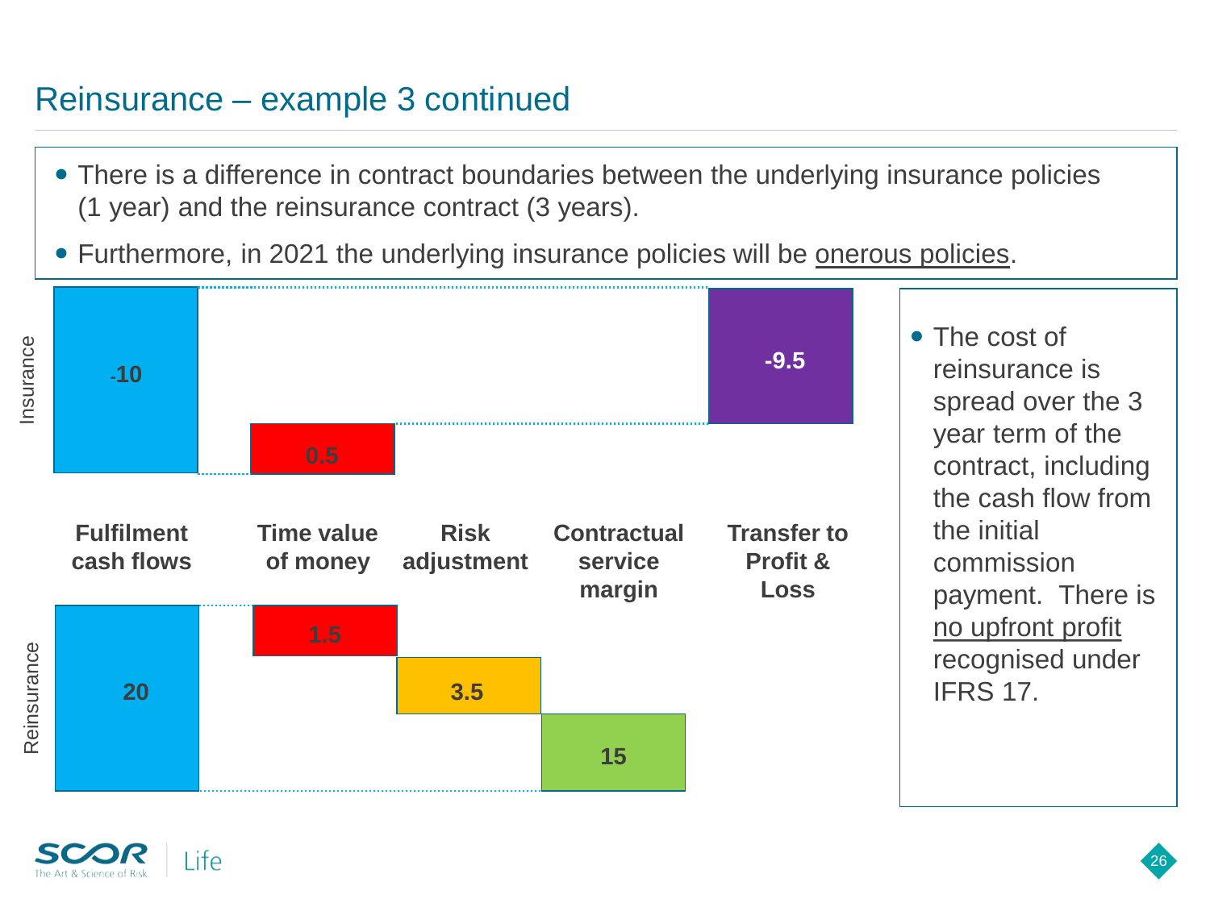# Reinsurance – example 3 continued

- There is a difference in contract boundaries between the underlying insurance policies (1 year) and the reinsurance contract (3 years).
- Furthermore, in 2021 the underlying insurance policies will be onerous policies.

| | Fulfilment cash flows | Time value of money | Risk adjustment | Contractual service margin | Transfer to Profit & Loss |
|---|---|---|---|---|---|
| Insurance | -10 | 0.5 | | | -9.5 |
| Reinsurance | 20 | 1.5 | 3.5 | 15 | |

- The cost of reinsurance is spread over the 3 year term of the contract, including the cash flow from the initial commission payment. There is no upfront profit recognised under IFRS 17.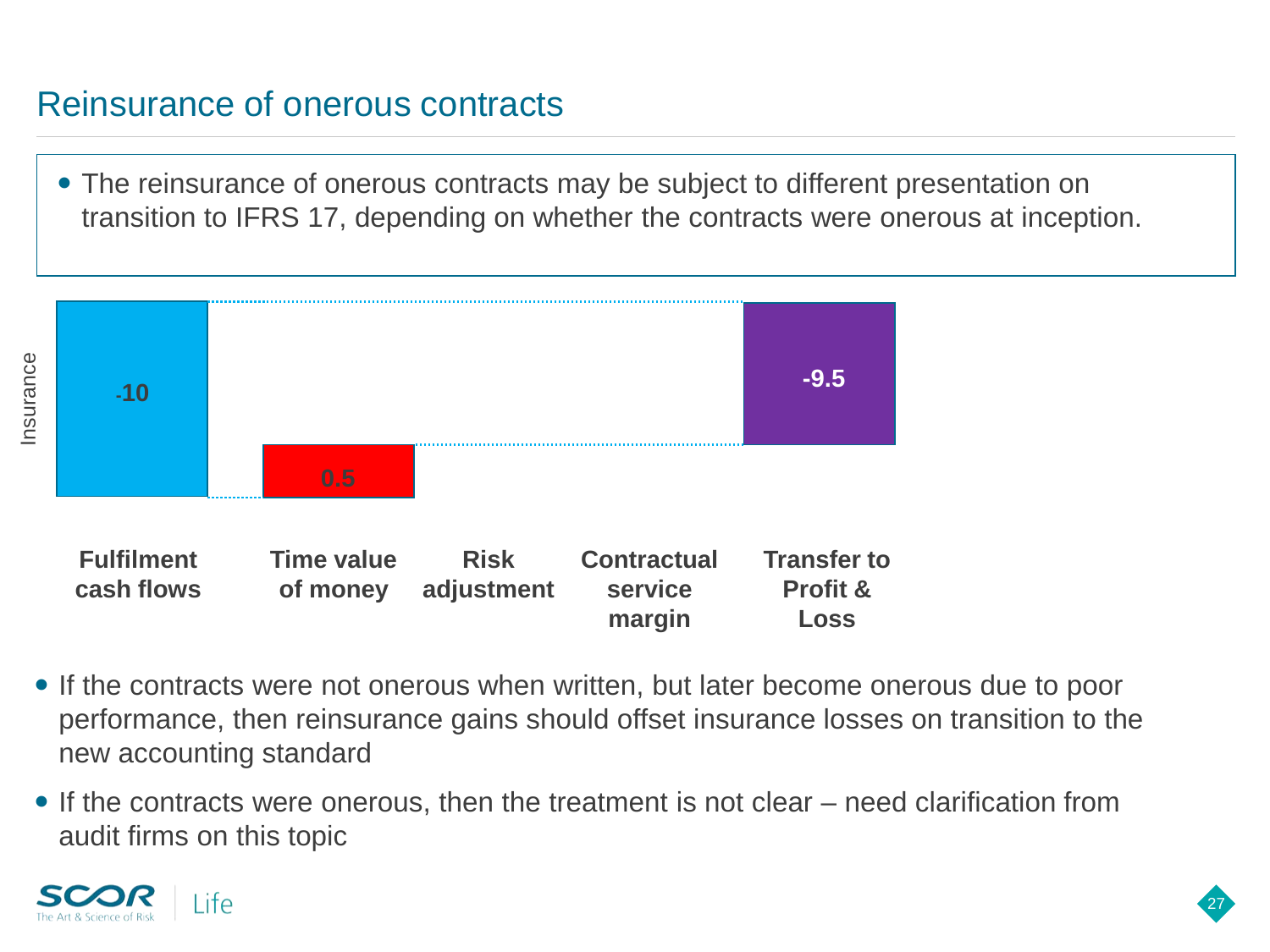# Reinsurance of onerous contracts

- The reinsurance of onerous contracts may be subject to different presentation on transition to IFRS 17, depending on whether the contracts were onerous at inception.

Insurance

| Fulfilment cash flows | Time value of money | Risk adjustment | Contractual service margin | Transfer to Profit & Loss |
|---|---|---|---|---|
| -10 | 0.5 | | | -9.5 |

- If the contracts were not onerous when written, but later become onerous due to poor performance, then reinsurance gains should offset insurance losses on transition to the new accounting standard
- If the contracts were onerous, then the treatment is not clear – need clarification from audit firms on this topic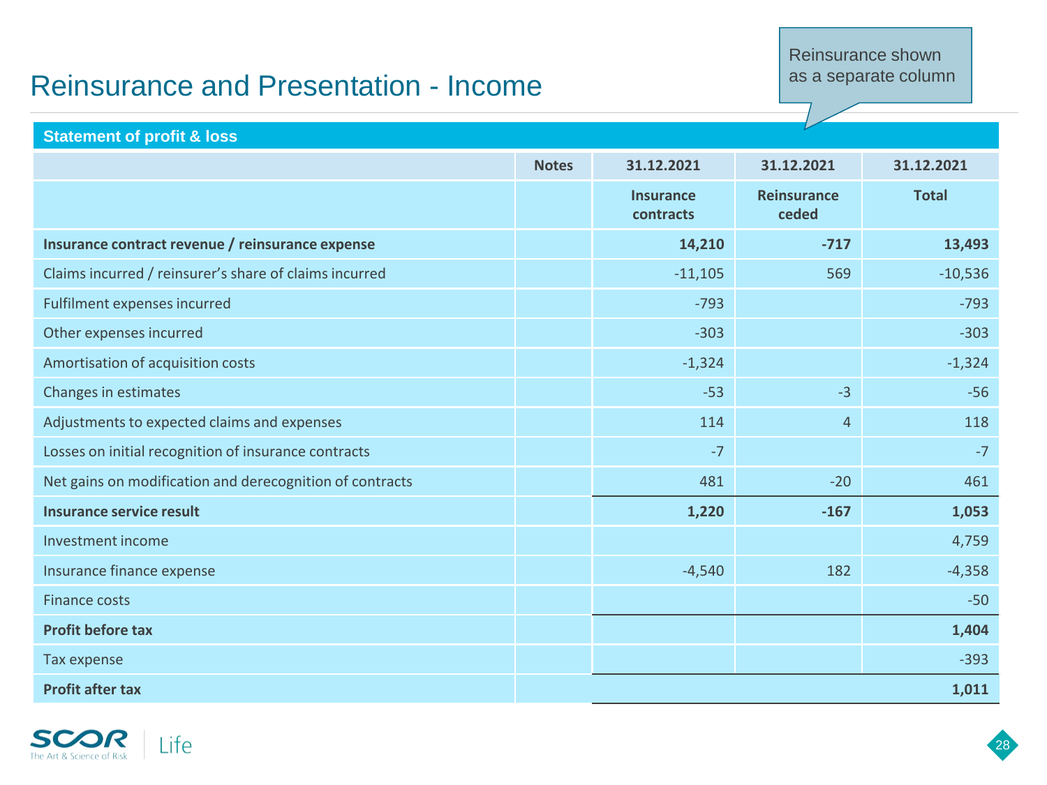# Reinsurance and Presentation - Income

Reinsurance shown as a separate column

**Statement of profit & loss**

| | Notes | 31.12.2021 | 31.12.2021 | 31.12.2021 |
|---|---|---|---|---|
| | | Insurance contracts | Reinsurance ceded | Total |
| **Insurance contract revenue / reinsurance expense** | | **14,210** | **-717** | **13,493** |
| Claims incurred / reinsurer's share of claims incurred | | -11,105 | 569 | -10,536 |
| Fulfilment expenses incurred | | -793 | | -793 |
| Other expenses incurred | | -303 | | -303 |
| Amortisation of acquisition costs | | -1,324 | | -1,324 |
| Changes in estimates | | -53 | -3 | -56 |
| Adjustments to expected claims and expenses | | 114 | 4 | 118 |
| Losses on initial recognition of insurance contracts | | -7 | | -7 |
| Net gains on modification and derecognition of contracts | | 481 | -20 | 461 |
| **Insurance service result** | | **1,220** | **-167** | **1,053** |
| Investment income | | | | 4,759 |
| Insurance finance expense | | -4,540 | 182 | -4,358 |
| Finance costs | | | | -50 |
| **Profit before tax** | | | | **1,404** |
| Tax expense | | | | -393 |
| **Profit after tax** | | | | **1,011** |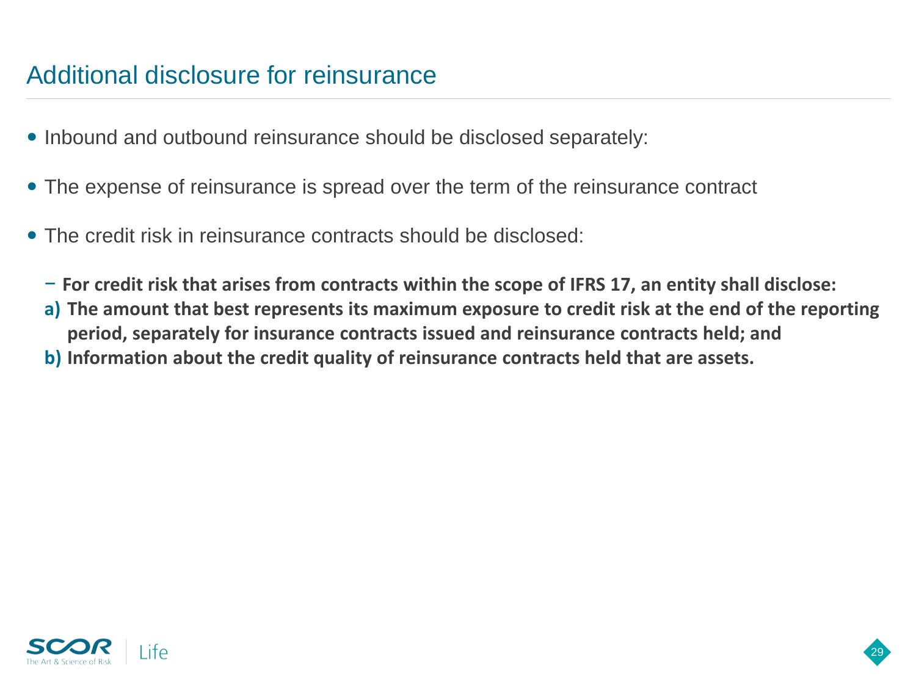# Additional disclosure for reinsurance

- Inbound and outbound reinsurance should be disclosed separately:
- The expense of reinsurance is spread over the term of the reinsurance contract
- The credit risk in reinsurance contracts should be disclosed:
  - **For credit risk that arises from contracts within the scope of IFRS 17, an entity shall disclose:**

  **a) The amount that best represents its maximum exposure to credit risk at the end of the reporting period, separately for insurance contracts issued and reinsurance contracts held; and**

  **b) Information about the credit quality of reinsurance contracts held that are assets.**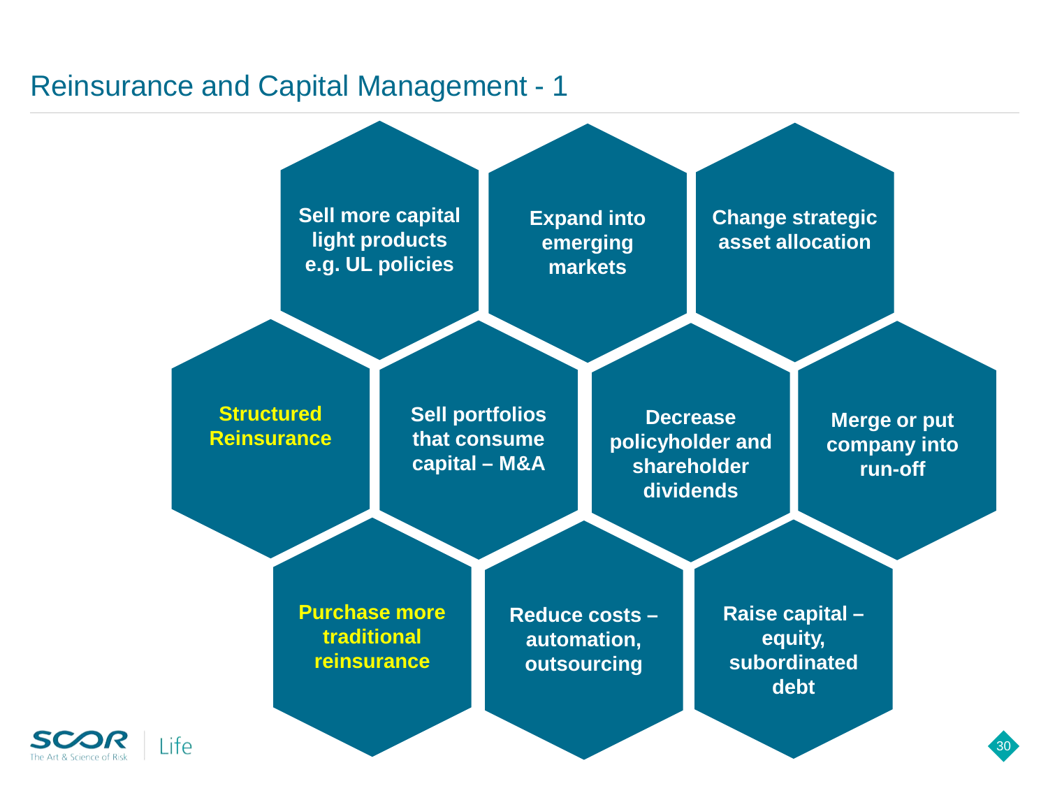# Reinsurance and Capital Management - 1

- Sell more capital light products e.g. UL policies
- Expand into emerging markets
- Change strategic asset allocation
- Structured Reinsurance
- Sell portfolios that consume capital – M&A
- Decrease policyholder and shareholder dividends
- Merge or put company into run-off
- Purchase more traditional reinsurance
- Reduce costs – automation, outsourcing
- Raise capital – equity, subordinated debt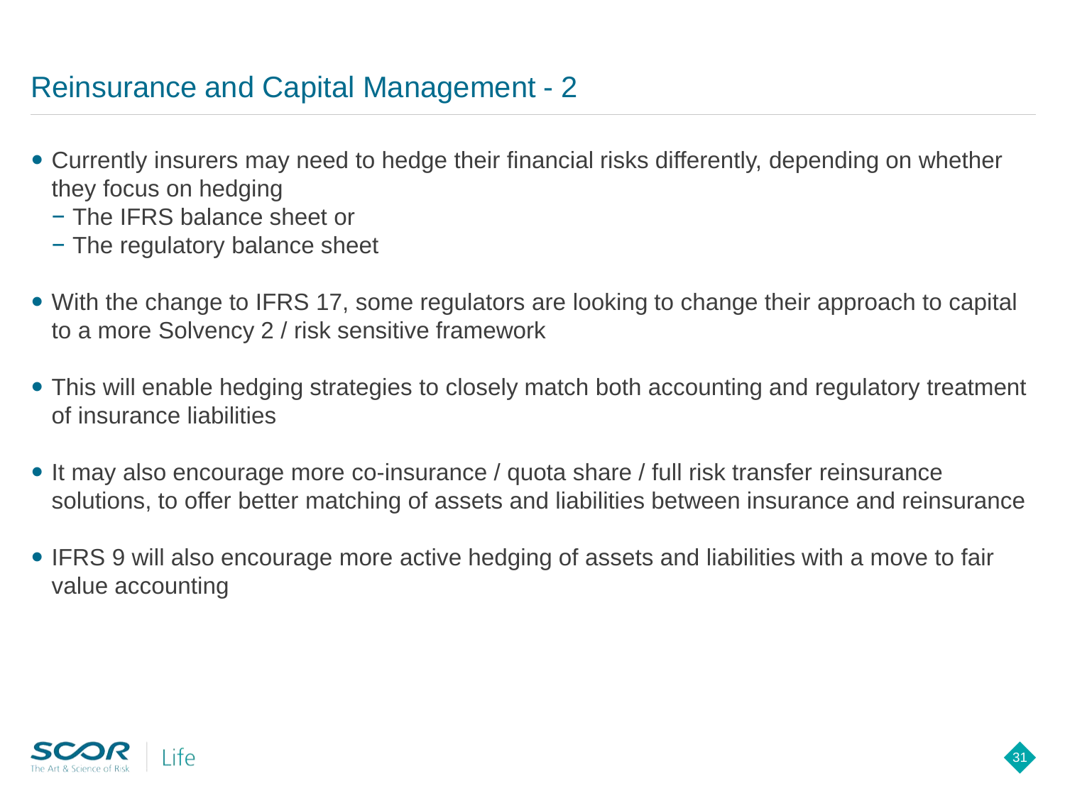# Reinsurance and Capital Management - 2

- Currently insurers may need to hedge their financial risks differently, depending on whether they focus on hedging
  - The IFRS balance sheet or
  - The regulatory balance sheet
- With the change to IFRS 17, some regulators are looking to change their approach to capital to a more Solvency 2 / risk sensitive framework
- This will enable hedging strategies to closely match both accounting and regulatory treatment of insurance liabilities
- It may also encourage more co-insurance / quota share / full risk transfer reinsurance solutions, to offer better matching of assets and liabilities between insurance and reinsurance
- IFRS 9 will also encourage more active hedging of assets and liabilities with a move to fair value accounting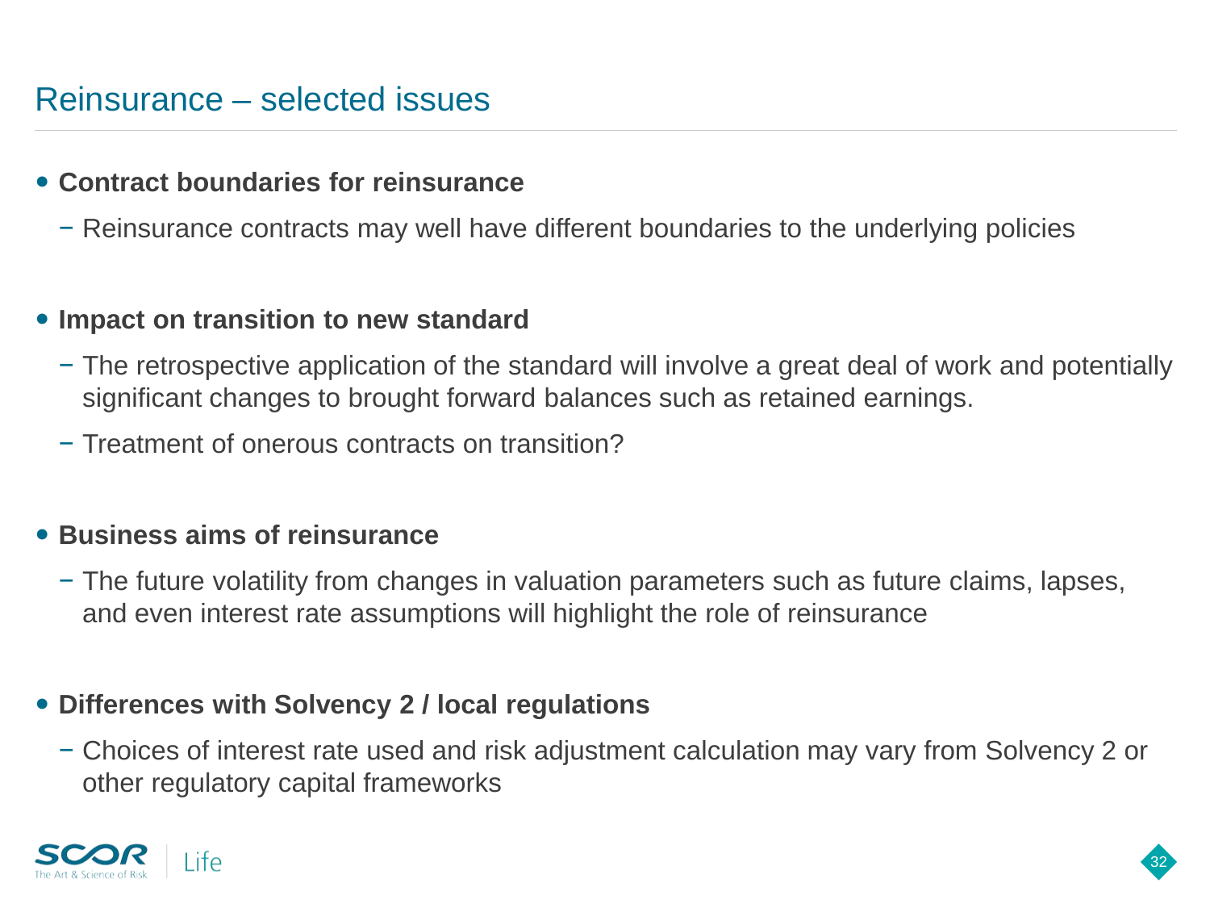# Reinsurance – selected issues

- **Contract boundaries for reinsurance**
  - Reinsurance contracts may well have different boundaries to the underlying policies

- **Impact on transition to new standard**
  - The retrospective application of the standard will involve a great deal of work and potentially significant changes to brought forward balances such as retained earnings.
  - Treatment of onerous contracts on transition?

- **Business aims of reinsurance**
  - The future volatility from changes in valuation parameters such as future claims, lapses, and even interest rate assumptions will highlight the role of reinsurance

- **Differences with Solvency 2 / local regulations**
  - Choices of interest rate used and risk adjustment calculation may vary from Solvency 2 or other regulatory capital frameworks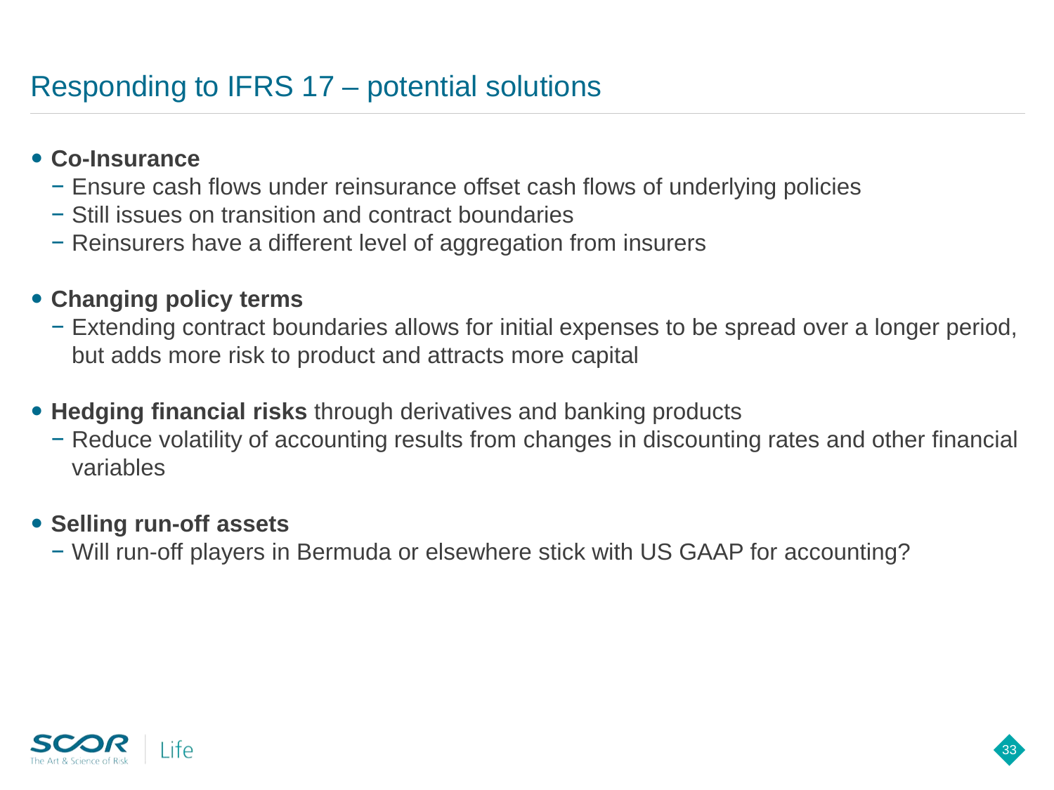# Responding to IFRS 17 – potential solutions

- **Co-Insurance**
  - Ensure cash flows under reinsurance offset cash flows of underlying policies
  - Still issues on transition and contract boundaries
  - Reinsurers have a different level of aggregation from insurers
- **Changing policy terms**
  - Extending contract boundaries allows for initial expenses to be spread over a longer period, but adds more risk to product and attracts more capital
- **Hedging financial risks** through derivatives and banking products
  - Reduce volatility of accounting results from changes in discounting rates and other financial variables
- **Selling run-off assets**
  - Will run-off players in Bermuda or elsewhere stick with US GAAP for accounting?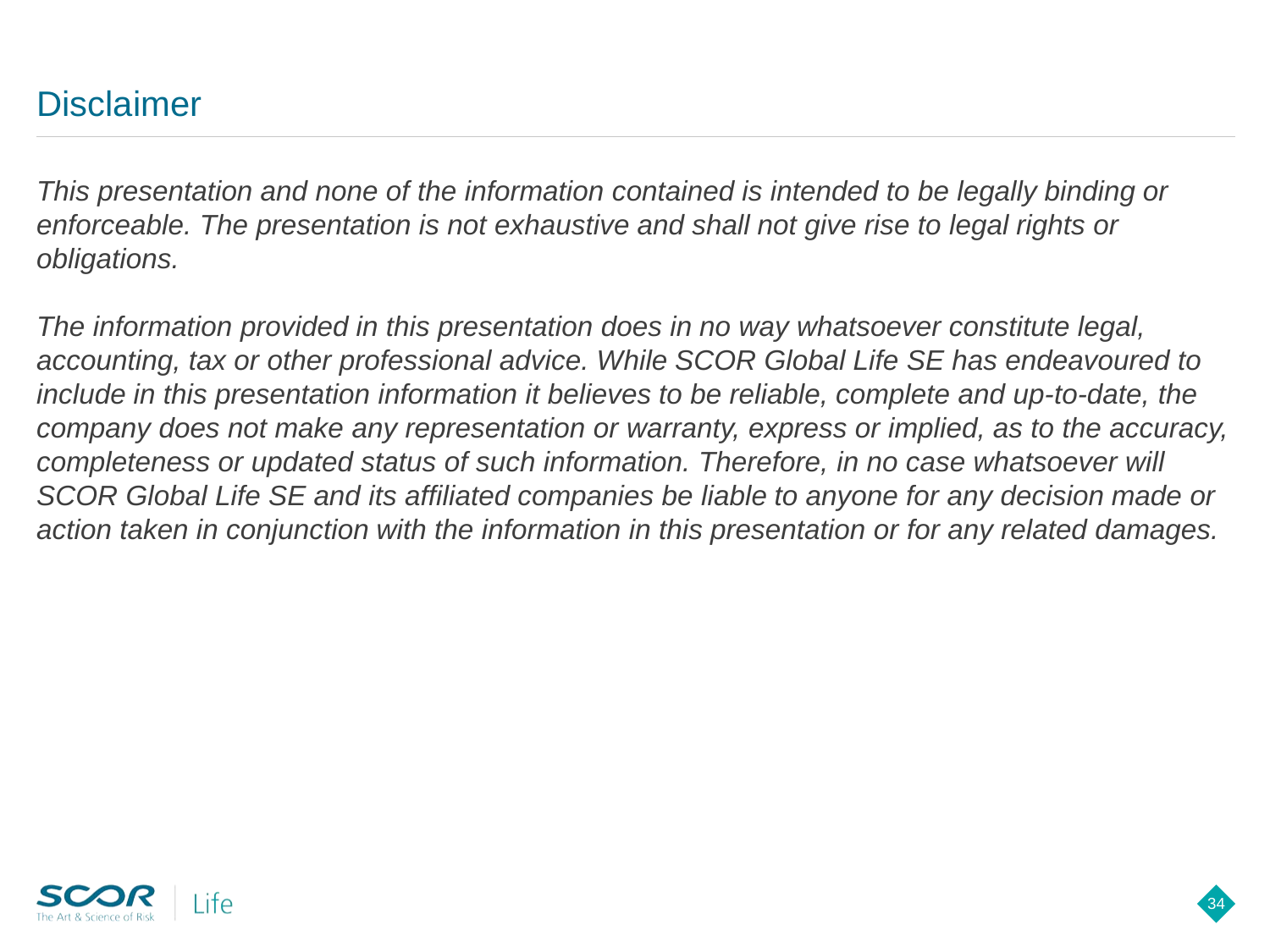# Disclaimer

*This presentation and none of the information contained is intended to be legally binding or enforceable. The presentation is not exhaustive and shall not give rise to legal rights or obligations.*

*The information provided in this presentation does in no way whatsoever constitute legal, accounting, tax or other professional advice. While SCOR Global Life SE has endeavoured to include in this presentation information it believes to be reliable, complete and up-to-date, the company does not make any representation or warranty, express or implied, as to the accuracy, completeness or updated status of such information. Therefore, in no case whatsoever will SCOR Global Life SE and its affiliated companies be liable to anyone for any decision made or action taken in conjunction with the information in this presentation or for any related damages.*